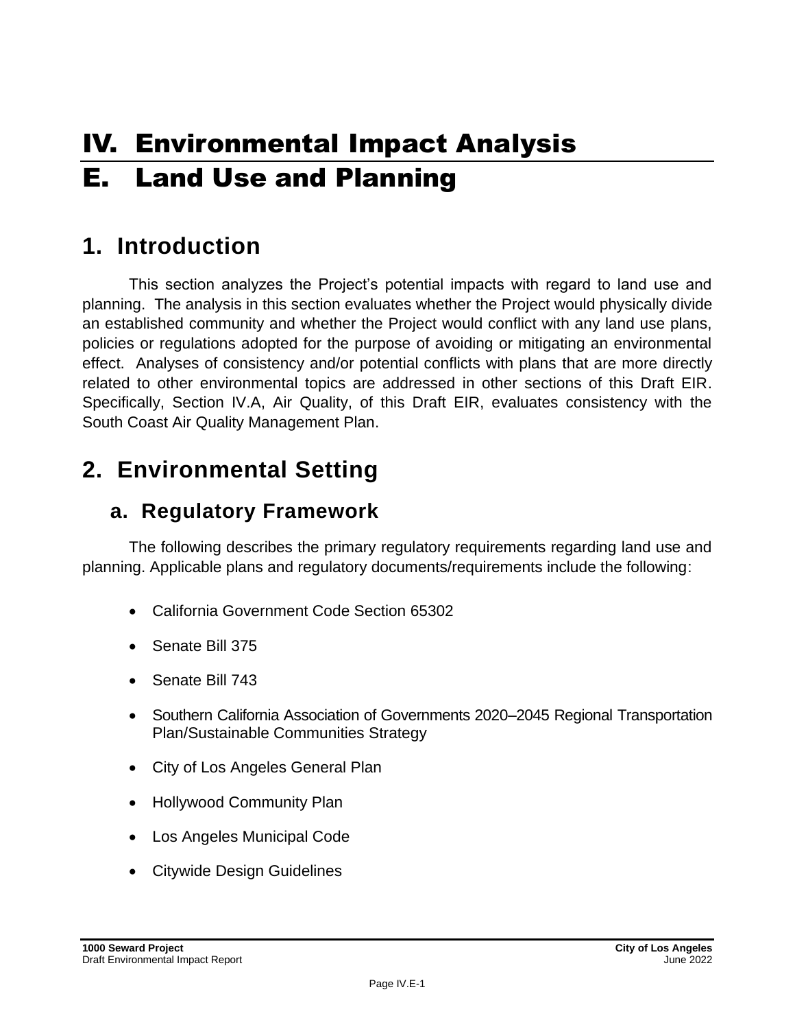# IV. Environmental Impact Analysis

# E. Land Use and Planning

## 1. Introduction

This section analyzes the Project's potential impacts with regard to land use and planning. The analysis in this section evaluates whether the Project would physically divide an established community and whether the Project would conflict with any land use plans, policies or regulations adopted for the purpose of avoiding or mitigating an environmental effect. Analyses of consistency and/or potential conflicts with plans that are more directly related to other environmental topics are addressed in other sections of this Draft EIR. Specifically, Section IV.A, Air Quality, of this Draft EIR, evaluates consistency with the South Coast Air Quality Management Plan.

## 2. Environmental Setting

### a. Regulatory Framework

The following describes the primary regulatory requirements regarding land use and planning. Applicable plans and regulatory documents/requirements include the following:

- California Government Code Section 65302
- Senate Bill 375
- Senate Bill 743
- Southern California Association of Governments 2020–2045 Regional Transportation Plan/Sustainable Communities Strategy
- City of Los Angeles General Plan
- Hollywood Community Plan
- Los Angeles Municipal Code
- Citywide Design Guidelines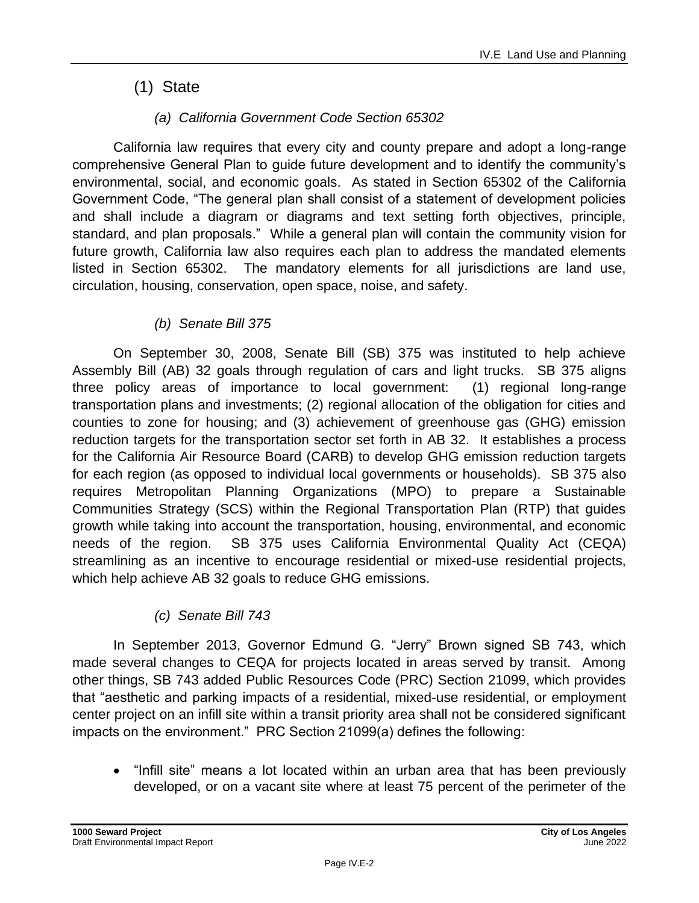## (1) State

### *(a) California Government Code Section 65302*

California law requires that every city and county prepare and adopt a long-range comprehensive General Plan to guide future development and to identify the community's environmental, social, and economic goals. As stated in Section 65302 of the California Government Code, "The general plan shall consist of a statement of development policies and shall include a diagram or diagrams and text setting forth objectives, principle, standard, and plan proposals." While a general plan will contain the community vision for future growth, California law also requires each plan to address the mandated elements listed in Section 65302. The mandatory elements for all jurisdictions are land use, circulation, housing, conservation, open space, noise, and safety.

### *(b) Senate Bill 375*

On September 30, 2008, Senate Bill (SB) 375 was instituted to help achieve Assembly Bill (AB) 32 goals through regulation of cars and light trucks. SB 375 aligns three policy areas of importance to local government: (1) regional long-range transportation plans and investments; (2) regional allocation of the obligation for cities and counties to zone for housing; and (3) achievement of greenhouse gas (GHG) emission reduction targets for the transportation sector set forth in AB 32. It establishes a process for the California Air Resource Board (CARB) to develop GHG emission reduction targets for each region (as opposed to individual local governments or households). SB 375 also requires Metropolitan Planning Organizations (MPO) to prepare a Sustainable Communities Strategy (SCS) within the Regional Transportation Plan (RTP) that guides growth while taking into account the transportation, housing, environmental, and economic needs of the region. SB 375 uses California Environmental Quality Act (CEQA) streamlining as an incentive to encourage residential or mixed-use residential projects, which help achieve AB 32 goals to reduce GHG emissions.

### *(c) Senate Bill 743*

In September 2013, Governor Edmund G. "Jerry" Brown signed SB 743, which made several changes to CEQA for projects located in areas served by transit. Among other things, SB 743 added Public Resources Code (PRC) Section 21099, which provides that "aesthetic and parking impacts of a residential, mixed-use residential, or employment center project on an infill site within a transit priority area shall not be considered significant impacts on the environment." PRC Section 21099(a) defines the following:

- "Infill site" means a lot located within an urban area that has been previously developed, or on a vacant site where at least 75 percent of the perimeter of the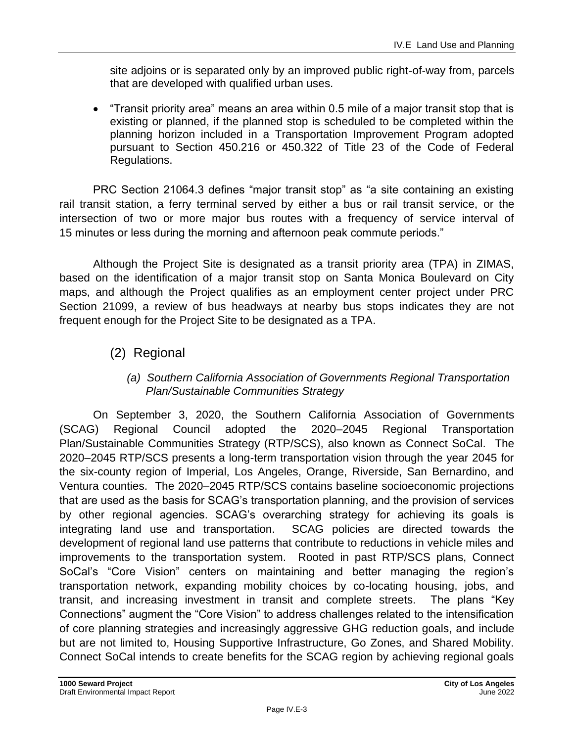site adjoins or is separated only by an improved public right-of-way from, parcels that are developed with qualified urban uses.

- "Transit priority area" means an area within 0.5 mile of a major transit stop that is existing or planned, if the planned stop is scheduled to be completed within the planning horizon included in a Transportation Improvement Program adopted pursuant to Section 450.216 or 450.322 of Title 23 of the Code of Federal Regulations.

PRC Section 21064.3 defines "major transit stop" as "a site containing an existing rail transit station, a ferry terminal served by either a bus or rail transit service, or the intersection of two or more major bus routes with a frequency of service interval of 15 minutes or less during the morning and afternoon peak commute periods."

Although the Project Site is designated as a transit priority area (TPA) in ZIMAS, based on the identification of a major transit stop on Santa Monica Boulevard on City maps, and although the Project qualifies as an employment center project under PRC Section 21099, a review of bus headways at nearby bus stops indicates they are not frequent enough for the Project Site to be designated as a TPA.

## (2) Regional

### *(a) Southern California Association of Governments Regional Transportation Plan/Sustainable Communities Strategy*

On September 3, 2020, the Southern California Association of Governments (SCAG) Regional Council adopted the 2020–2045 Regional Transportation Plan/Sustainable Communities Strategy (RTP/SCS), also known as Connect SoCal. The 2020–2045 RTP/SCS presents a long-term transportation vision through the year 2045 for the six-county region of Imperial, Los Angeles, Orange, Riverside, San Bernardino, and Ventura counties. The 2020–2045 RTP/SCS contains baseline socioeconomic projections that are used as the basis for SCAG's transportation planning, and the provision of services by other regional agencies. SCAG's overarching strategy for achieving its goals is integrating land use and transportation. SCAG policies are directed towards the development of regional land use patterns that contribute to reductions in vehicle miles and improvements to the transportation system. Rooted in past RTP/SCS plans, Connect SoCal's "Core Vision" centers on maintaining and better managing the region's transportation network, expanding mobility choices by co-locating housing, jobs, and transit, and increasing investment in transit and complete streets. The plans "Key Connections" augment the "Core Vision" to address challenges related to the intensification of core planning strategies and increasingly aggressive GHG reduction goals, and include but are not limited to, Housing Supportive Infrastructure, Go Zones, and Shared Mobility. Connect SoCal intends to create benefits for the SCAG region by achieving regional goals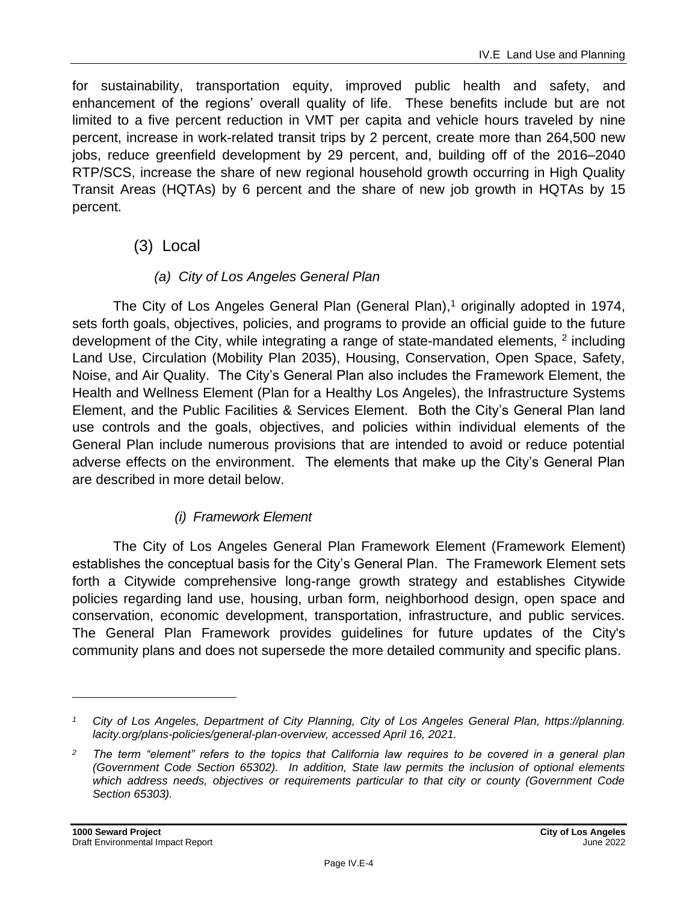for sustainability, transportation equity, improved public health and safety, and enhancement of the regions' overall quality of life. These benefits include but are not limited to a five percent reduction in VMT per capita and vehicle hours traveled by nine percent, increase in work-related transit trips by 2 percent, create more than 264,500 new jobs, reduce greenfield development by 29 percent, and, building off of the 2016–2040 RTP/SCS, increase the share of new regional household growth occurring in High Quality Transit Areas (HQTAs) by 6 percent and the share of new job growth in HQTAs by 15 percent.

## (3) Local

### *(a) City of Los Angeles General Plan*

The City of Los Angeles General Plan (General Plan),[1] originally adopted in 1974, sets forth goals, objectives, policies, and programs to provide an official guide to the future development of the City, while integrating a range of state-mandated elements, [2] including Land Use, Circulation (Mobility Plan 2035), Housing, Conservation, Open Space, Safety, Noise, and Air Quality. The City's General Plan also includes the Framework Element, the Health and Wellness Element (Plan for a Healthy Los Angeles), the Infrastructure Systems Element, and the Public Facilities & Services Element. Both the City's General Plan land use controls and the goals, objectives, and policies within individual elements of the General Plan include numerous provisions that are intended to avoid or reduce potential adverse effects on the environment. The elements that make up the City's General Plan are described in more detail below.

#### *(i) Framework Element*

The City of Los Angeles General Plan Framework Element (Framework Element) establishes the conceptual basis for the City's General Plan. The Framework Element sets forth a Citywide comprehensive long-range growth strategy and establishes Citywide policies regarding land use, housing, urban form, neighborhood design, open space and conservation, economic development, transportation, infrastructure, and public services. The General Plan Framework provides guidelines for future updates of the City's community plans and does not supersede the more detailed community and specific plans.

---

*[1] City of Los Angeles, Department of City Planning, City of Los Angeles General Plan, https://planning.lacity.org/plans-policies/general-plan-overview, accessed April 16, 2021.*

*[2] The term "element" refers to the topics that California law requires to be covered in a general plan (Government Code Section 65302). In addition, State law permits the inclusion of optional elements which address needs, objectives or requirements particular to that city or county (Government Code Section 65303).*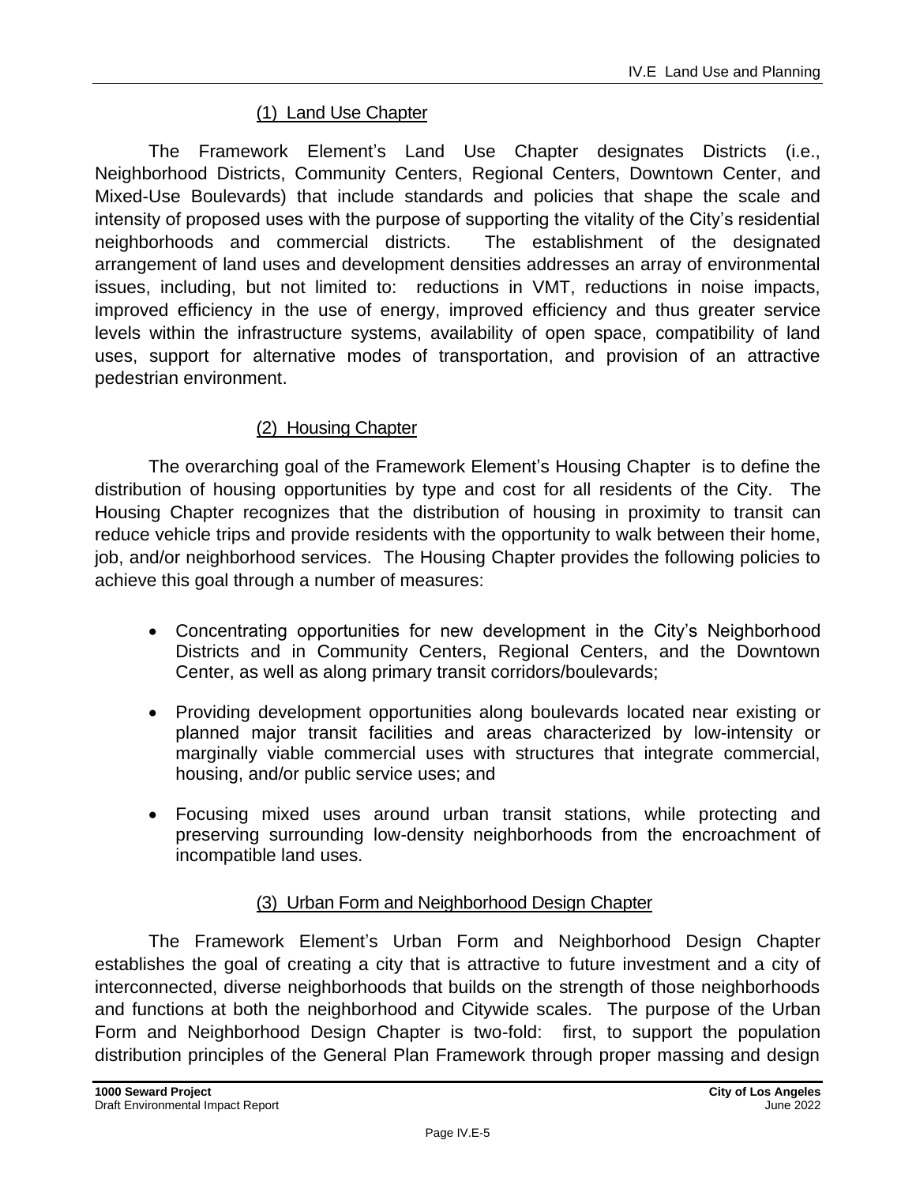#### (1) Land Use Chapter

The Framework Element's Land Use Chapter designates Districts (i.e., Neighborhood Districts, Community Centers, Regional Centers, Downtown Center, and Mixed-Use Boulevards) that include standards and policies that shape the scale and intensity of proposed uses with the purpose of supporting the vitality of the City's residential neighborhoods and commercial districts. The establishment of the designated arrangement of land uses and development densities addresses an array of environmental issues, including, but not limited to: reductions in VMT, reductions in noise impacts, improved efficiency in the use of energy, improved efficiency and thus greater service levels within the infrastructure systems, availability of open space, compatibility of land uses, support for alternative modes of transportation, and provision of an attractive pedestrian environment.

#### (2) Housing Chapter

The overarching goal of the Framework Element's Housing Chapter is to define the distribution of housing opportunities by type and cost for all residents of the City. The Housing Chapter recognizes that the distribution of housing in proximity to transit can reduce vehicle trips and provide residents with the opportunity to walk between their home, job, and/or neighborhood services. The Housing Chapter provides the following policies to achieve this goal through a number of measures:

- Concentrating opportunities for new development in the City's Neighborhood Districts and in Community Centers, Regional Centers, and the Downtown Center, as well as along primary transit corridors/boulevards;
- Providing development opportunities along boulevards located near existing or planned major transit facilities and areas characterized by low-intensity or marginally viable commercial uses with structures that integrate commercial, housing, and/or public service uses; and
- Focusing mixed uses around urban transit stations, while protecting and preserving surrounding low-density neighborhoods from the encroachment of incompatible land uses.

#### (3) Urban Form and Neighborhood Design Chapter

The Framework Element's Urban Form and Neighborhood Design Chapter establishes the goal of creating a city that is attractive to future investment and a city of interconnected, diverse neighborhoods that builds on the strength of those neighborhoods and functions at both the neighborhood and Citywide scales. The purpose of the Urban Form and Neighborhood Design Chapter is two-fold: first, to support the population distribution principles of the General Plan Framework through proper massing and design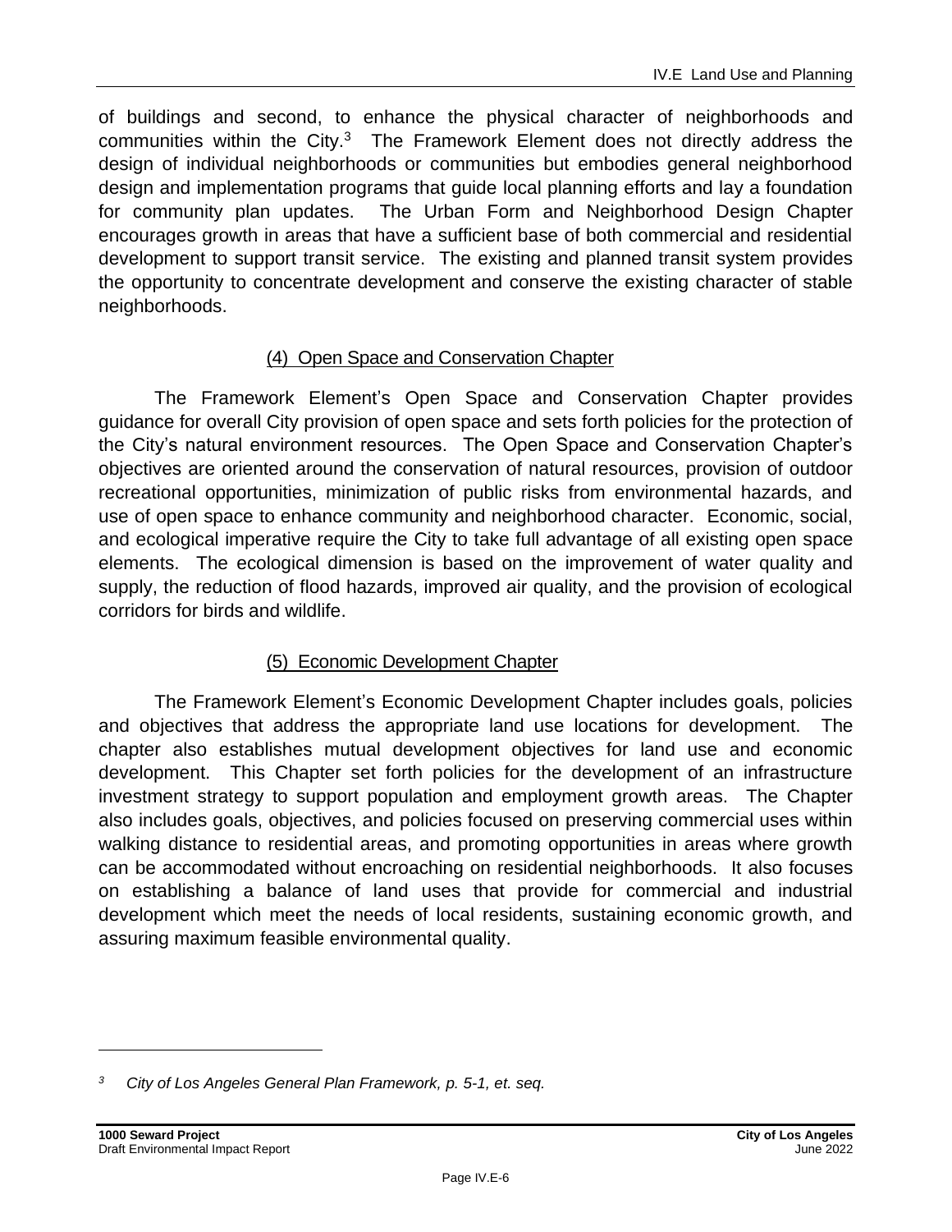of buildings and second, to enhance the physical character of neighborhoods and communities within the City.[3] The Framework Element does not directly address the design of individual neighborhoods or communities but embodies general neighborhood design and implementation programs that guide local planning efforts and lay a foundation for community plan updates. The Urban Form and Neighborhood Design Chapter encourages growth in areas that have a sufficient base of both commercial and residential development to support transit service. The existing and planned transit system provides the opportunity to concentrate development and conserve the existing character of stable neighborhoods.

#### (4) Open Space and Conservation Chapter

The Framework Element's Open Space and Conservation Chapter provides guidance for overall City provision of open space and sets forth policies for the protection of the City's natural environment resources. The Open Space and Conservation Chapter's objectives are oriented around the conservation of natural resources, provision of outdoor recreational opportunities, minimization of public risks from environmental hazards, and use of open space to enhance community and neighborhood character. Economic, social, and ecological imperative require the City to take full advantage of all existing open space elements. The ecological dimension is based on the improvement of water quality and supply, the reduction of flood hazards, improved air quality, and the provision of ecological corridors for birds and wildlife.

#### (5) Economic Development Chapter

The Framework Element's Economic Development Chapter includes goals, policies and objectives that address the appropriate land use locations for development. The chapter also establishes mutual development objectives for land use and economic development. This Chapter set forth policies for the development of an infrastructure investment strategy to support population and employment growth areas. The Chapter also includes goals, objectives, and policies focused on preserving commercial uses within walking distance to residential areas, and promoting opportunities in areas where growth can be accommodated without encroaching on residential neighborhoods. It also focuses on establishing a balance of land uses that provide for commercial and industrial development which meet the needs of local residents, sustaining economic growth, and assuring maximum feasible environmental quality.

---

[3] *City of Los Angeles General Plan Framework, p. 5-1, et. seq.*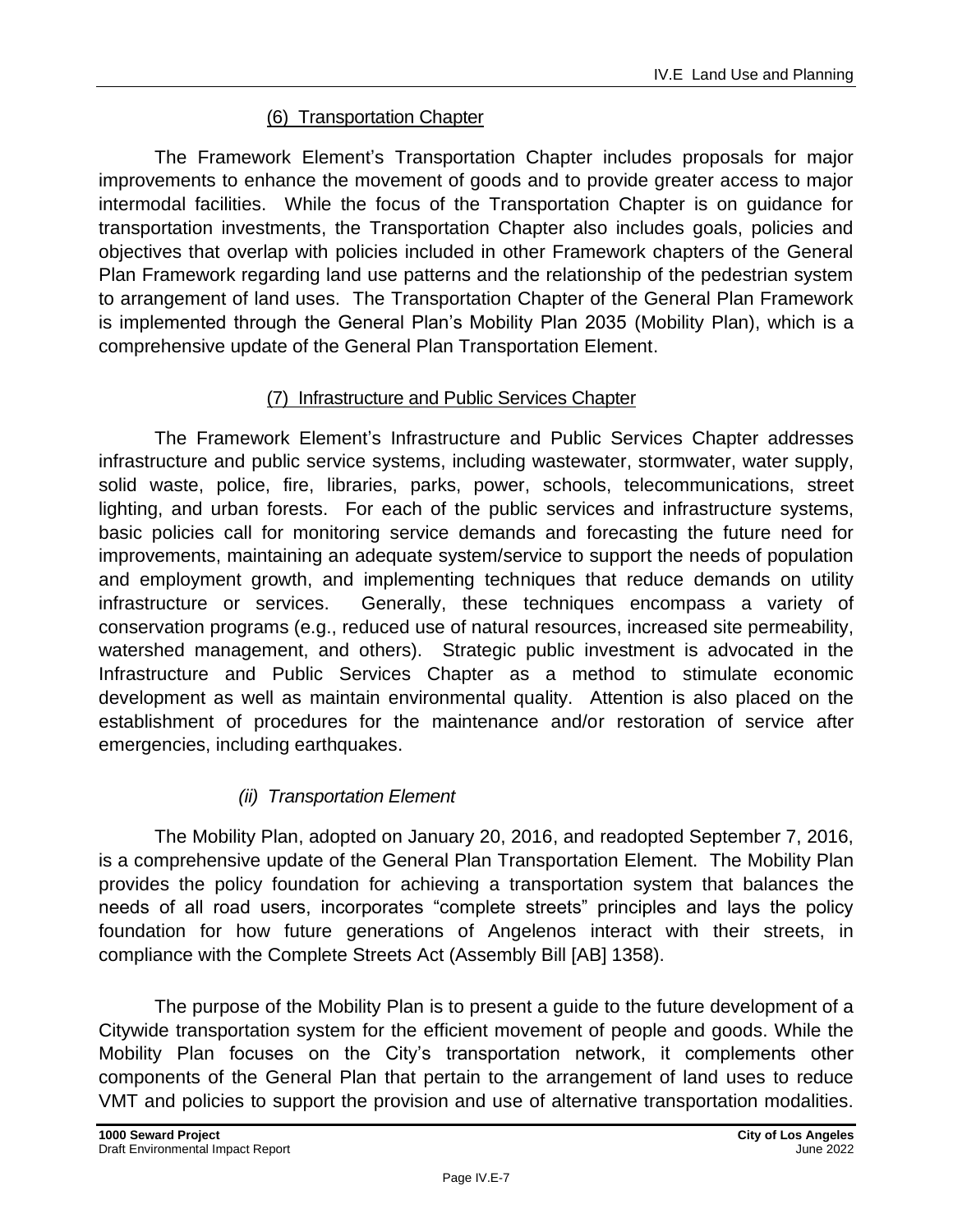#### (6) Transportation Chapter

The Framework Element's Transportation Chapter includes proposals for major improvements to enhance the movement of goods and to provide greater access to major intermodal facilities. While the focus of the Transportation Chapter is on guidance for transportation investments, the Transportation Chapter also includes goals, policies and objectives that overlap with policies included in other Framework chapters of the General Plan Framework regarding land use patterns and the relationship of the pedestrian system to arrangement of land uses. The Transportation Chapter of the General Plan Framework is implemented through the General Plan's Mobility Plan 2035 (Mobility Plan), which is a comprehensive update of the General Plan Transportation Element.

#### (7) Infrastructure and Public Services Chapter

The Framework Element's Infrastructure and Public Services Chapter addresses infrastructure and public service systems, including wastewater, stormwater, water supply, solid waste, police, fire, libraries, parks, power, schools, telecommunications, street lighting, and urban forests. For each of the public services and infrastructure systems, basic policies call for monitoring service demands and forecasting the future need for improvements, maintaining an adequate system/service to support the needs of population and employment growth, and implementing techniques that reduce demands on utility infrastructure or services. Generally, these techniques encompass a variety of conservation programs (e.g., reduced use of natural resources, increased site permeability, watershed management, and others). Strategic public investment is advocated in the Infrastructure and Public Services Chapter as a method to stimulate economic development as well as maintain environmental quality. Attention is also placed on the establishment of procedures for the maintenance and/or restoration of service after emergencies, including earthquakes.

### *(ii) Transportation Element*

The Mobility Plan, adopted on January 20, 2016, and readopted September 7, 2016, is a comprehensive update of the General Plan Transportation Element. The Mobility Plan provides the policy foundation for achieving a transportation system that balances the needs of all road users, incorporates "complete streets" principles and lays the policy foundation for how future generations of Angelenos interact with their streets, in compliance with the Complete Streets Act (Assembly Bill [AB] 1358).

The purpose of the Mobility Plan is to present a guide to the future development of a Citywide transportation system for the efficient movement of people and goods. While the Mobility Plan focuses on the City's transportation network, it complements other components of the General Plan that pertain to the arrangement of land uses to reduce VMT and policies to support the provision and use of alternative transportation modalities.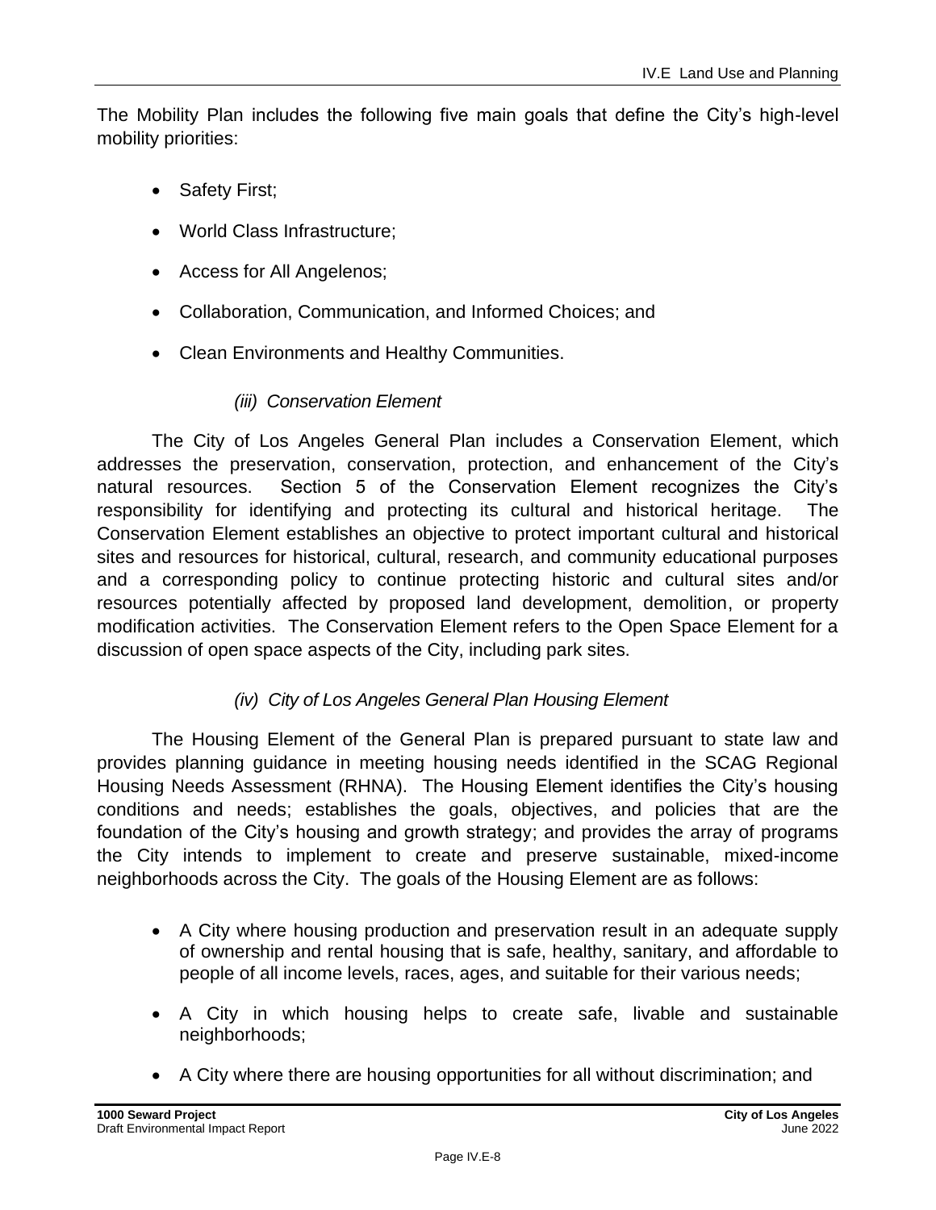The Mobility Plan includes the following five main goals that define the City's high-level mobility priorities:

- Safety First;
- World Class Infrastructure;
- Access for All Angelenos;
- Collaboration, Communication, and Informed Choices; and
- Clean Environments and Healthy Communities.

#### *(iii) Conservation Element*

The City of Los Angeles General Plan includes a Conservation Element, which addresses the preservation, conservation, protection, and enhancement of the City's natural resources. Section 5 of the Conservation Element recognizes the City's responsibility for identifying and protecting its cultural and historical heritage. The Conservation Element establishes an objective to protect important cultural and historical sites and resources for historical, cultural, research, and community educational purposes and a corresponding policy to continue protecting historic and cultural sites and/or resources potentially affected by proposed land development, demolition, or property modification activities. The Conservation Element refers to the Open Space Element for a discussion of open space aspects of the City, including park sites.

#### *(iv) City of Los Angeles General Plan Housing Element*

The Housing Element of the General Plan is prepared pursuant to state law and provides planning guidance in meeting housing needs identified in the SCAG Regional Housing Needs Assessment (RHNA). The Housing Element identifies the City's housing conditions and needs; establishes the goals, objectives, and policies that are the foundation of the City's housing and growth strategy; and provides the array of programs the City intends to implement to create and preserve sustainable, mixed-income neighborhoods across the City. The goals of the Housing Element are as follows:

- A City where housing production and preservation result in an adequate supply of ownership and rental housing that is safe, healthy, sanitary, and affordable to people of all income levels, races, ages, and suitable for their various needs;
- A City in which housing helps to create safe, livable and sustainable neighborhoods;
- A City where there are housing opportunities for all without discrimination; and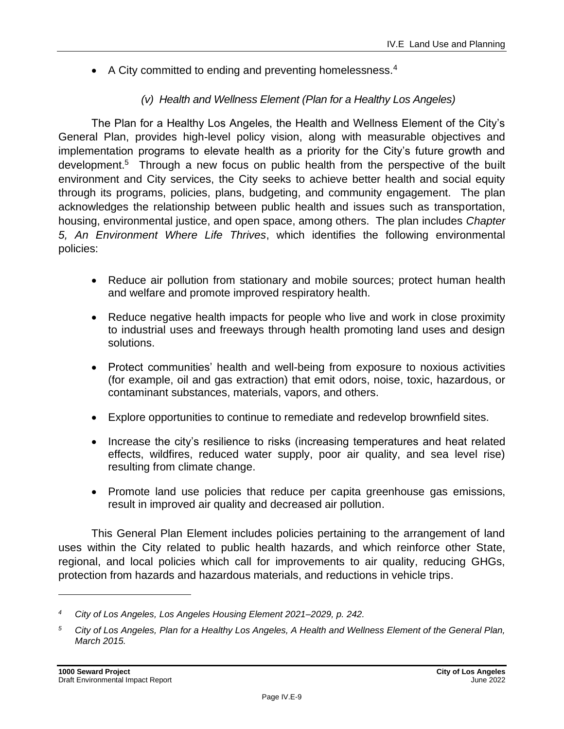- A City committed to ending and preventing homelessness.[4]

*(v) Health and Wellness Element (Plan for a Healthy Los Angeles)*

The Plan for a Healthy Los Angeles, the Health and Wellness Element of the City's General Plan, provides high-level policy vision, along with measurable objectives and implementation programs to elevate health as a priority for the City's future growth and development.[5] Through a new focus on public health from the perspective of the built environment and City services, the City seeks to achieve better health and social equity through its programs, policies, plans, budgeting, and community engagement. The plan acknowledges the relationship between public health and issues such as transportation, housing, environmental justice, and open space, among others. The plan includes *Chapter 5, An Environment Where Life Thrives*, which identifies the following environmental policies:

- Reduce air pollution from stationary and mobile sources; protect human health and welfare and promote improved respiratory health.
- Reduce negative health impacts for people who live and work in close proximity to industrial uses and freeways through health promoting land uses and design solutions.
- Protect communities' health and well-being from exposure to noxious activities (for example, oil and gas extraction) that emit odors, noise, toxic, hazardous, or contaminant substances, materials, vapors, and others.
- Explore opportunities to continue to remediate and redevelop brownfield sites.
- Increase the city's resilience to risks (increasing temperatures and heat related effects, wildfires, reduced water supply, poor air quality, and sea level rise) resulting from climate change.
- Promote land use policies that reduce per capita greenhouse gas emissions, result in improved air quality and decreased air pollution.

This General Plan Element includes policies pertaining to the arrangement of land uses within the City related to public health hazards, and which reinforce other State, regional, and local policies which call for improvements to air quality, reducing GHGs, protection from hazards and hazardous materials, and reductions in vehicle trips.

---

[4] *City of Los Angeles, Los Angeles Housing Element 2021–2029, p. 242.*

[5] *City of Los Angeles, Plan for a Healthy Los Angeles, A Health and Wellness Element of the General Plan, March 2015.*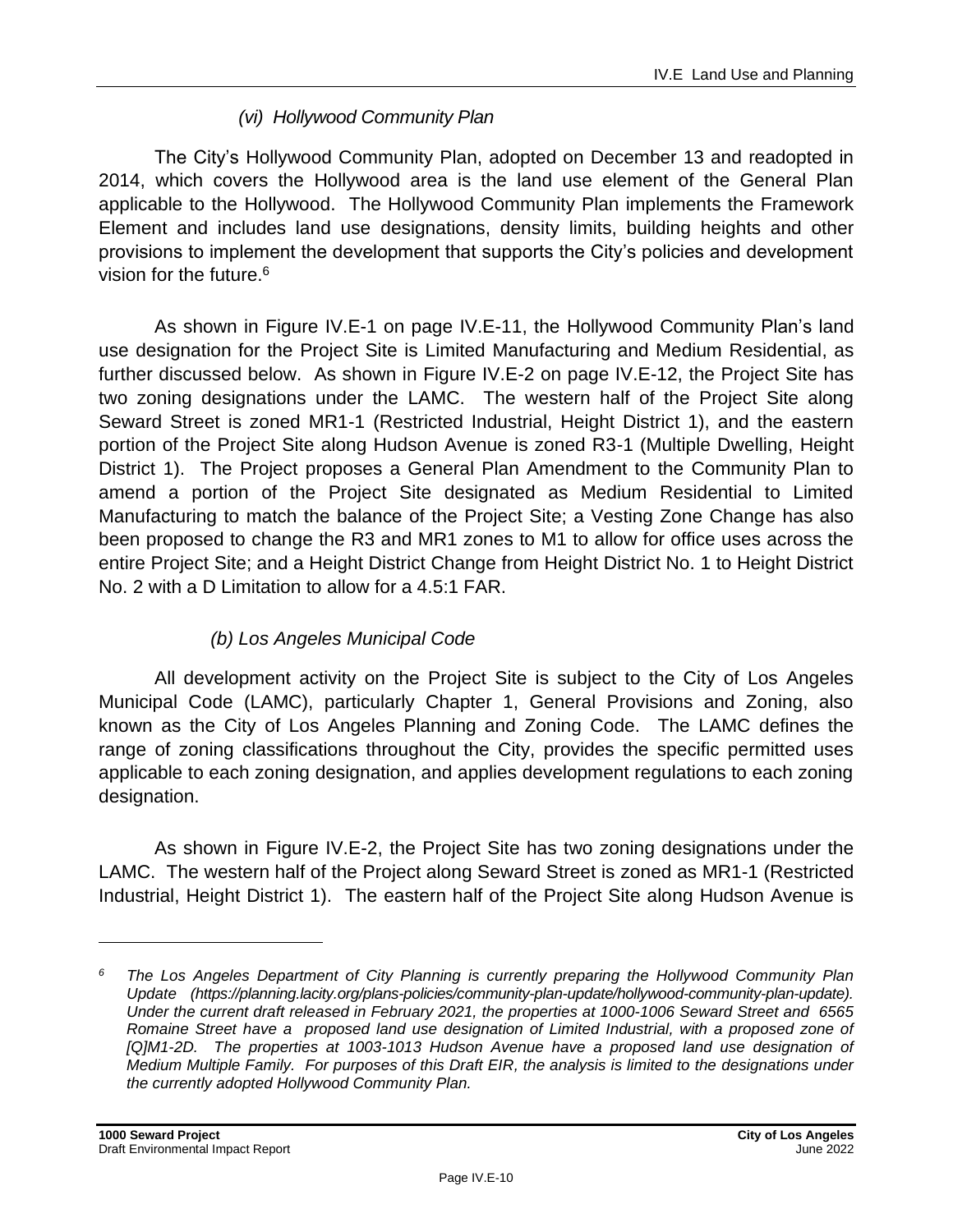#### *(vi) Hollywood Community Plan*

The City's Hollywood Community Plan, adopted on December 13 and readopted in 2014, which covers the Hollywood area is the land use element of the General Plan applicable to the Hollywood. The Hollywood Community Plan implements the Framework Element and includes land use designations, density limits, building heights and other provisions to implement the development that supports the City's policies and development vision for the future.[6]

As shown in Figure IV.E-1 on page IV.E-11, the Hollywood Community Plan's land use designation for the Project Site is Limited Manufacturing and Medium Residential, as further discussed below. As shown in Figure IV.E-2 on page IV.E-12, the Project Site has two zoning designations under the LAMC. The western half of the Project Site along Seward Street is zoned MR1-1 (Restricted Industrial, Height District 1), and the eastern portion of the Project Site along Hudson Avenue is zoned R3-1 (Multiple Dwelling, Height District 1). The Project proposes a General Plan Amendment to the Community Plan to amend a portion of the Project Site designated as Medium Residential to Limited Manufacturing to match the balance of the Project Site; a Vesting Zone Change has also been proposed to change the R3 and MR1 zones to M1 to allow for office uses across the entire Project Site; and a Height District Change from Height District No. 1 to Height District No. 2 with a D Limitation to allow for a 4.5:1 FAR.

### *(b) Los Angeles Municipal Code*

All development activity on the Project Site is subject to the City of Los Angeles Municipal Code (LAMC), particularly Chapter 1, General Provisions and Zoning, also known as the City of Los Angeles Planning and Zoning Code. The LAMC defines the range of zoning classifications throughout the City, provides the specific permitted uses applicable to each zoning designation, and applies development regulations to each zoning designation.

As shown in Figure IV.E-2, the Project Site has two zoning designations under the LAMC. The western half of the Project along Seward Street is zoned as MR1-1 (Restricted Industrial, Height District 1). The eastern half of the Project Site along Hudson Avenue is

---

*[6] The Los Angeles Department of City Planning is currently preparing the Hollywood Community Plan Update (https://planning.lacity.org/plans-policies/community-plan-update/hollywood-community-plan-update). Under the current draft released in February 2021, the properties at 1000-1006 Seward Street and 6565 Romaine Street have a proposed land use designation of Limited Industrial, with a proposed zone of [Q]M1-2D. The properties at 1003-1013 Hudson Avenue have a proposed land use designation of Medium Multiple Family. For purposes of this Draft EIR, the analysis is limited to the designations under the currently adopted Hollywood Community Plan.*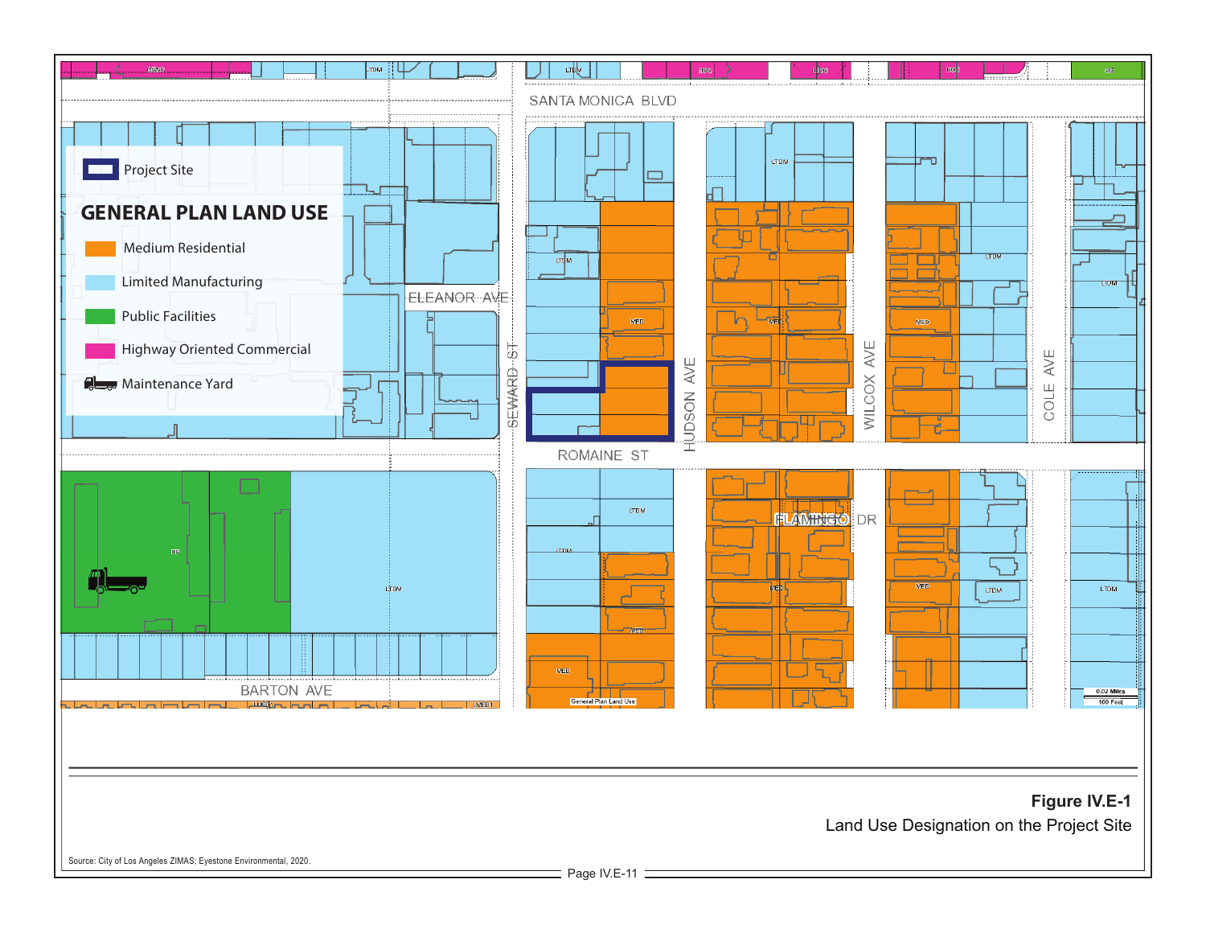Project Site

## GENERAL PLAN LAND USE

- Medium Residential
- Limited Manufacturing
- Public Facilities
- Highway Oriented Commercial
- Maintenance Yard

SANTA MONICA BLVD

ELEANOR AVE

SEWARD ST

HUDSON AVE

WILCOX AVE

COLE AVE

ROMAINE ST

FLAMINGO DR

BARTON AVE

0.02 Miles

100 Feet

**Figure IV.E-1**

Land Use Designation on the Project Site

Source: City of Los Angeles ZIMAS; Eyestone Environmental, 2020.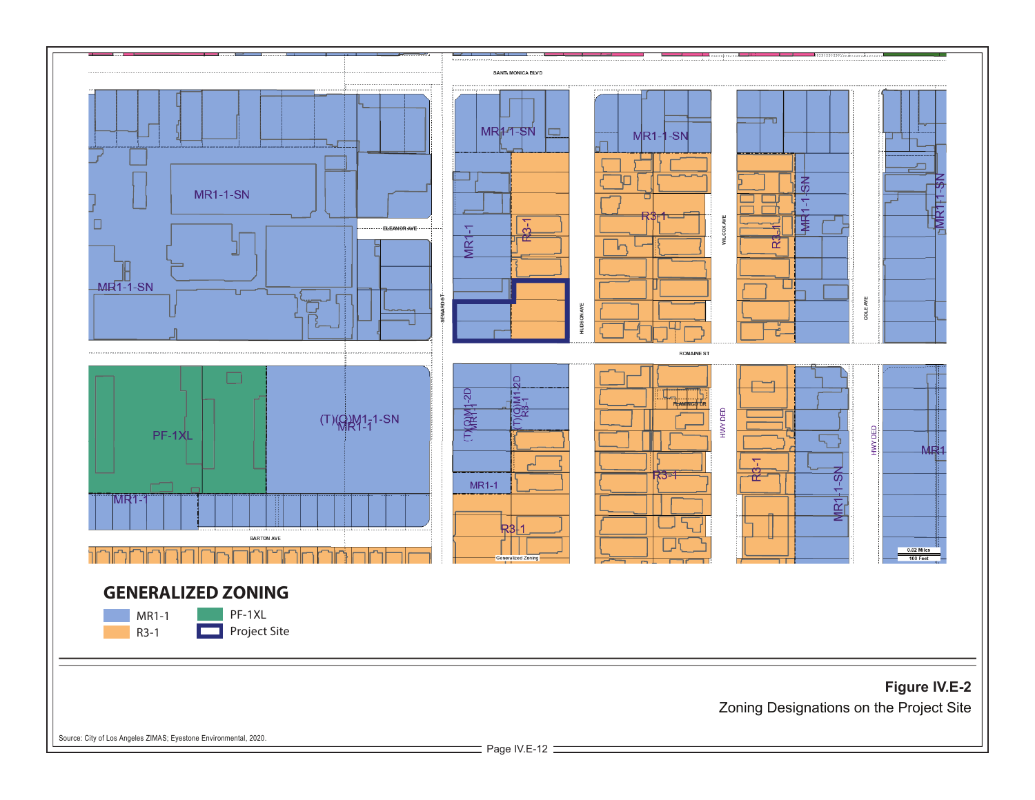SANTA MONICA BLVD

ELEANOR AVE

SEWARD ST

HUDSON AVE

WILCOX AVE

COLE AVE

ROMAINE ST

FLAMINGO DR

HWY DED

BARTON AVE

MR1-1-SN

MR1-1

R3-1

PF-1XL

(T)(Q)M1-1-SN

(T)(Q)M1-2D

Generalized Zoning

0.02 Miles

100 Feet

## GENERALIZED ZONING

- MR1-1
- R3-1
- PF-1XL
- Project Site

**Figure IV.E-2**

Zoning Designations on the Project Site

Source: City of Los Angeles ZIMAS; Eyestone Environmental, 2020.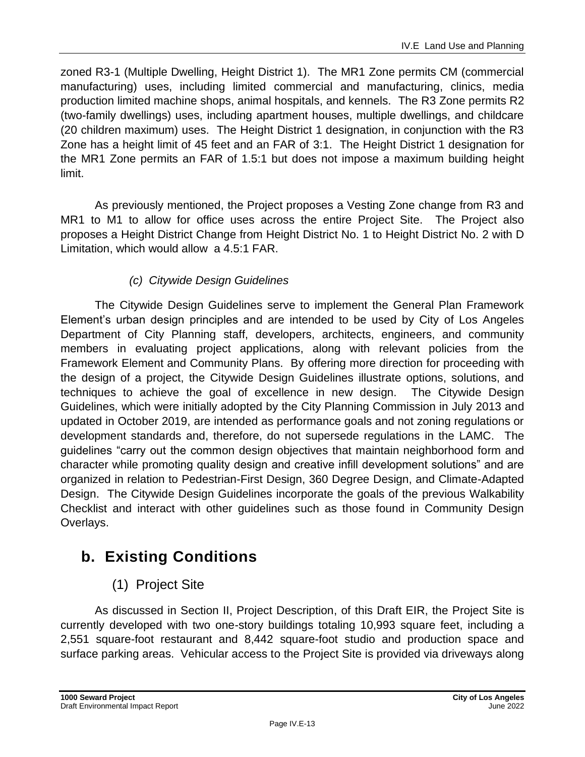zoned R3-1 (Multiple Dwelling, Height District 1). The MR1 Zone permits CM (commercial manufacturing) uses, including limited commercial and manufacturing, clinics, media production limited machine shops, animal hospitals, and kennels. The R3 Zone permits R2 (two-family dwellings) uses, including apartment houses, multiple dwellings, and childcare (20 children maximum) uses. The Height District 1 designation, in conjunction with the R3 Zone has a height limit of 45 feet and an FAR of 3:1. The Height District 1 designation for the MR1 Zone permits an FAR of 1.5:1 but does not impose a maximum building height limit.

As previously mentioned, the Project proposes a Vesting Zone change from R3 and MR1 to M1 to allow for office uses across the entire Project Site. The Project also proposes a Height District Change from Height District No. 1 to Height District No. 2 with D Limitation, which would allow a 4.5:1 FAR.

*(c) Citywide Design Guidelines*

The Citywide Design Guidelines serve to implement the General Plan Framework Element's urban design principles and are intended to be used by City of Los Angeles Department of City Planning staff, developers, architects, engineers, and community members in evaluating project applications, along with relevant policies from the Framework Element and Community Plans. By offering more direction for proceeding with the design of a project, the Citywide Design Guidelines illustrate options, solutions, and techniques to achieve the goal of excellence in new design. The Citywide Design Guidelines, which were initially adopted by the City Planning Commission in July 2013 and updated in October 2019, are intended as performance goals and not zoning regulations or development standards and, therefore, do not supersede regulations in the LAMC. The guidelines "carry out the common design objectives that maintain neighborhood form and character while promoting quality design and creative infill development solutions" and are organized in relation to Pedestrian-First Design, 360 Degree Design, and Climate-Adapted Design. The Citywide Design Guidelines incorporate the goals of the previous Walkability Checklist and interact with other guidelines such as those found in Community Design Overlays.

## b. Existing Conditions

### (1) Project Site

As discussed in Section II, Project Description, of this Draft EIR, the Project Site is currently developed with two one-story buildings totaling 10,993 square feet, including a 2,551 square-foot restaurant and 8,442 square-foot studio and production space and surface parking areas. Vehicular access to the Project Site is provided via driveways along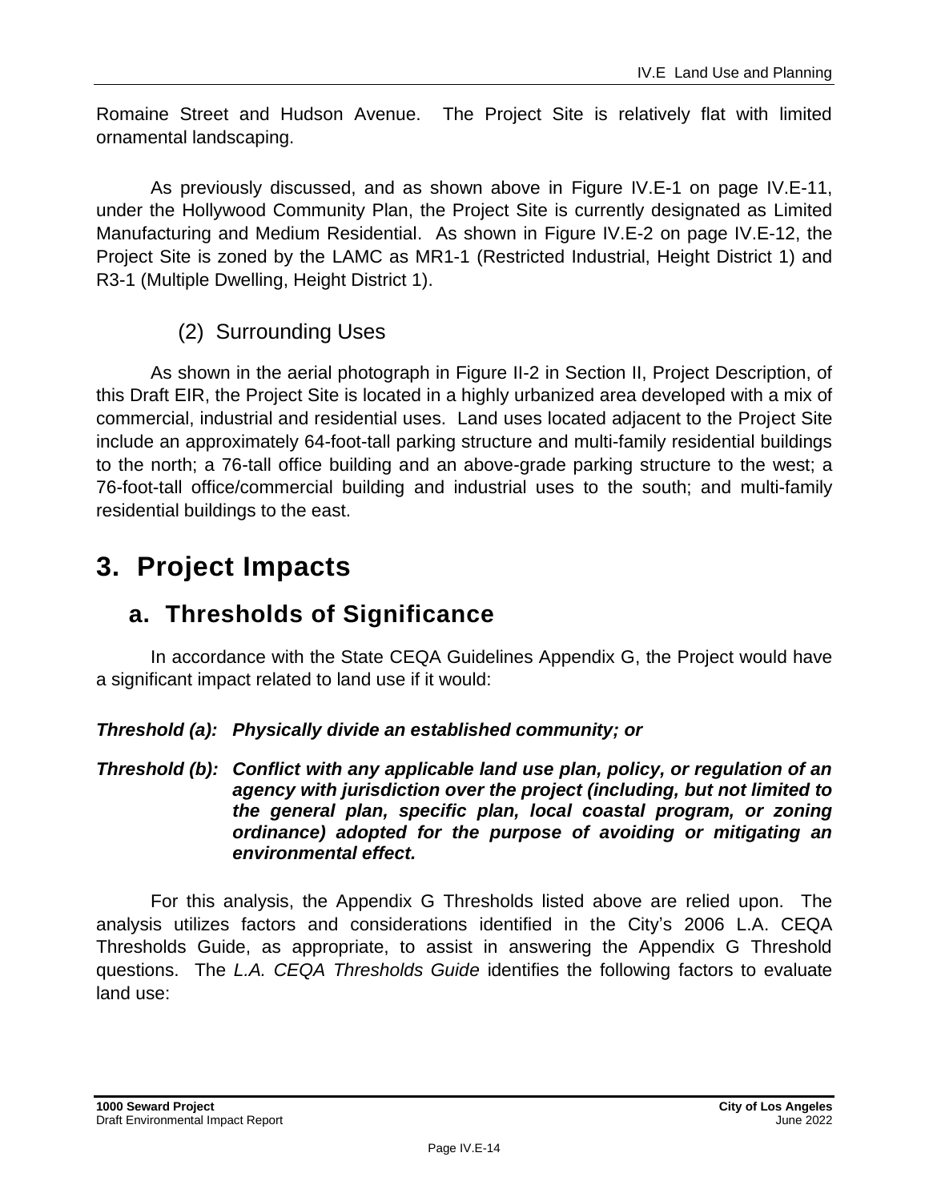Romaine Street and Hudson Avenue. The Project Site is relatively flat with limited ornamental landscaping.

As previously discussed, and as shown above in Figure IV.E-1 on page IV.E-11, under the Hollywood Community Plan, the Project Site is currently designated as Limited Manufacturing and Medium Residential. As shown in Figure IV.E-2 on page IV.E-12, the Project Site is zoned by the LAMC as MR1-1 (Restricted Industrial, Height District 1) and R3-1 (Multiple Dwelling, Height District 1).

#### (2) Surrounding Uses

As shown in the aerial photograph in Figure II-2 in Section II, Project Description, of this Draft EIR, the Project Site is located in a highly urbanized area developed with a mix of commercial, industrial and residential uses. Land uses located adjacent to the Project Site include an approximately 64-foot-tall parking structure and multi-family residential buildings to the north; a 76-tall office building and an above-grade parking structure to the west; a 76-foot-tall office/commercial building and industrial uses to the south; and multi-family residential buildings to the east.

# 3. Project Impacts

## a. Thresholds of Significance

In accordance with the State CEQA Guidelines Appendix G, the Project would have a significant impact related to land use if it would:

***Threshold (a): Physically divide an established community; or***

***Threshold (b): Conflict with any applicable land use plan, policy, or regulation of an agency with jurisdiction over the project (including, but not limited to the general plan, specific plan, local coastal program, or zoning ordinance) adopted for the purpose of avoiding or mitigating an environmental effect.***

For this analysis, the Appendix G Thresholds listed above are relied upon. The analysis utilizes factors and considerations identified in the City's 2006 L.A. CEQA Thresholds Guide, as appropriate, to assist in answering the Appendix G Threshold questions. The *L.A. CEQA Thresholds Guide* identifies the following factors to evaluate land use: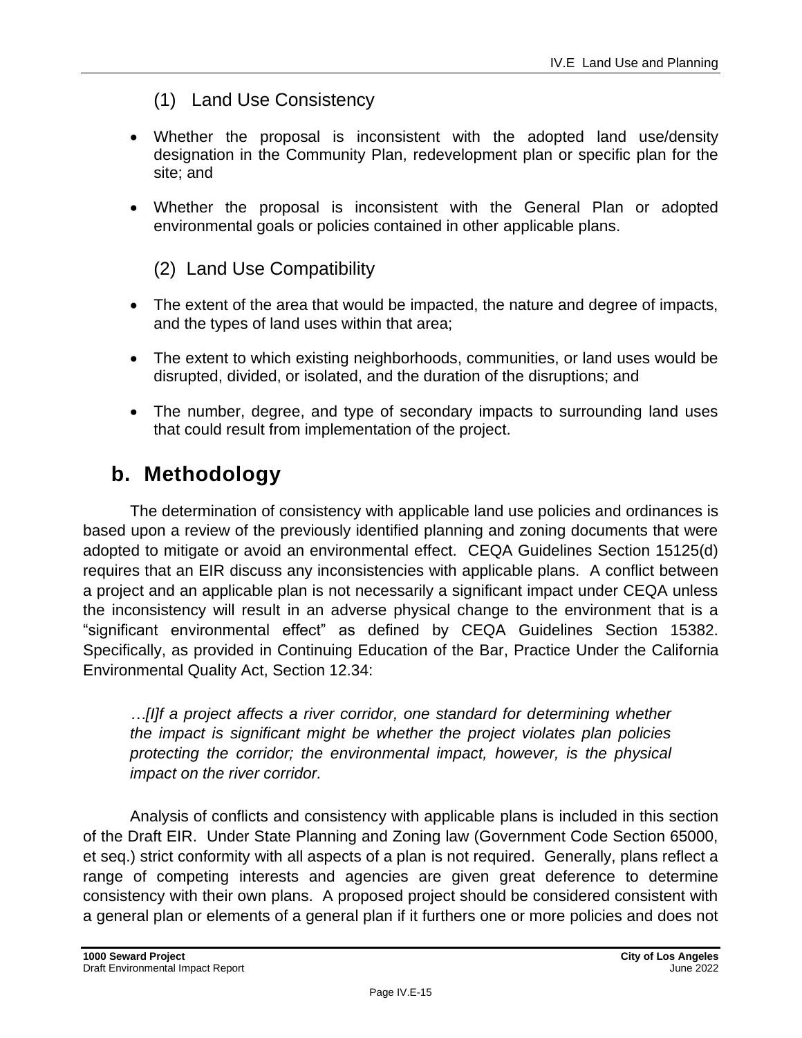### (1) Land Use Consistency

- Whether the proposal is inconsistent with the adopted land use/density designation in the Community Plan, redevelopment plan or specific plan for the site; and
- Whether the proposal is inconsistent with the General Plan or adopted environmental goals or policies contained in other applicable plans.

### (2) Land Use Compatibility

- The extent of the area that would be impacted, the nature and degree of impacts, and the types of land uses within that area;
- The extent to which existing neighborhoods, communities, or land uses would be disrupted, divided, or isolated, and the duration of the disruptions; and
- The number, degree, and type of secondary impacts to surrounding land uses that could result from implementation of the project.

## b. Methodology

The determination of consistency with applicable land use policies and ordinances is based upon a review of the previously identified planning and zoning documents that were adopted to mitigate or avoid an environmental effect. CEQA Guidelines Section 15125(d) requires that an EIR discuss any inconsistencies with applicable plans. A conflict between a project and an applicable plan is not necessarily a significant impact under CEQA unless the inconsistency will result in an adverse physical change to the environment that is a "significant environmental effect" as defined by CEQA Guidelines Section 15382. Specifically, as provided in Continuing Education of the Bar, Practice Under the California Environmental Quality Act, Section 12.34:

> *…[I]f a project affects a river corridor, one standard for determining whether the impact is significant might be whether the project violates plan policies protecting the corridor; the environmental impact, however, is the physical impact on the river corridor.*

Analysis of conflicts and consistency with applicable plans is included in this section of the Draft EIR. Under State Planning and Zoning law (Government Code Section 65000, et seq.) strict conformity with all aspects of a plan is not required. Generally, plans reflect a range of competing interests and agencies are given great deference to determine consistency with their own plans. A proposed project should be considered consistent with a general plan or elements of a general plan if it furthers one or more policies and does not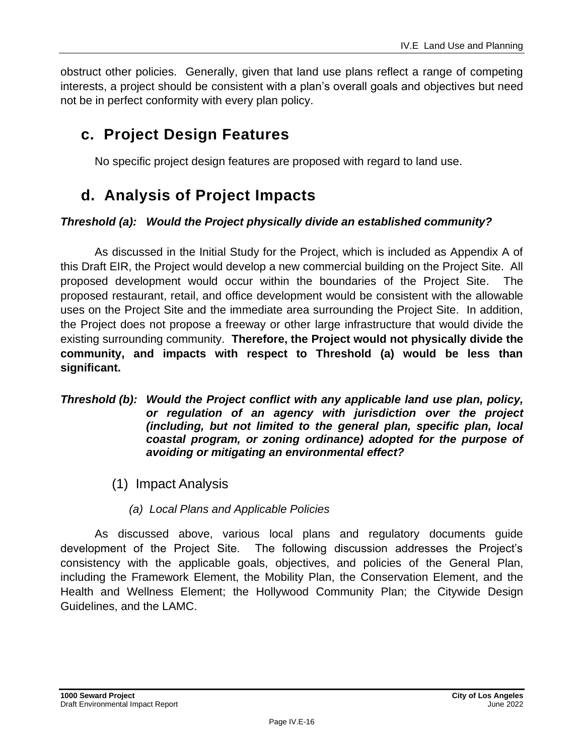obstruct other policies. Generally, given that land use plans reflect a range of competing interests, a project should be consistent with a plan's overall goals and objectives but need not be in perfect conformity with every plan policy.

## c. Project Design Features

No specific project design features are proposed with regard to land use.

## d. Analysis of Project Impacts

***Threshold (a): Would the Project physically divide an established community?***

As discussed in the Initial Study for the Project, which is included as Appendix A of this Draft EIR, the Project would develop a new commercial building on the Project Site. All proposed development would occur within the boundaries of the Project Site. The proposed restaurant, retail, and office development would be consistent with the allowable uses on the Project Site and the immediate area surrounding the Project Site. In addition, the Project does not propose a freeway or other large infrastructure that would divide the existing surrounding community. **Therefore, the Project would not physically divide the community, and impacts with respect to Threshold (a) would be less than significant.**

***Threshold (b): Would the Project conflict with any applicable land use plan, policy, or regulation of an agency with jurisdiction over the project (including, but not limited to the general plan, specific plan, local coastal program, or zoning ordinance) adopted for the purpose of avoiding or mitigating an environmental effect?***

### (1) Impact Analysis

#### *(a) Local Plans and Applicable Policies*

As discussed above, various local plans and regulatory documents guide development of the Project Site. The following discussion addresses the Project's consistency with the applicable goals, objectives, and policies of the General Plan, including the Framework Element, the Mobility Plan, the Conservation Element, and the Health and Wellness Element; the Hollywood Community Plan; the Citywide Design Guidelines, and the LAMC.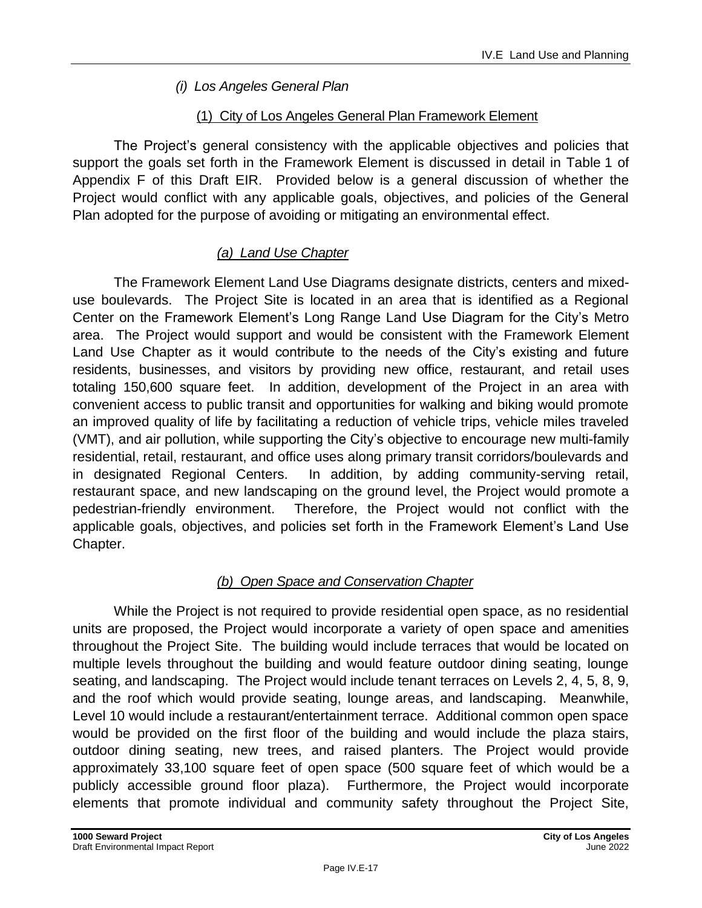*(i) Los Angeles General Plan*

(1) City of Los Angeles General Plan Framework Element

The Project's general consistency with the applicable objectives and policies that support the goals set forth in the Framework Element is discussed in detail in Table 1 of Appendix F of this Draft EIR. Provided below is a general discussion of whether the Project would conflict with any applicable goals, objectives, and policies of the General Plan adopted for the purpose of avoiding or mitigating an environmental effect.

*(a) Land Use Chapter*

The Framework Element Land Use Diagrams designate districts, centers and mixed-use boulevards. The Project Site is located in an area that is identified as a Regional Center on the Framework Element's Long Range Land Use Diagram for the City's Metro area. The Project would support and would be consistent with the Framework Element Land Use Chapter as it would contribute to the needs of the City's existing and future residents, businesses, and visitors by providing new office, restaurant, and retail uses totaling 150,600 square feet. In addition, development of the Project in an area with convenient access to public transit and opportunities for walking and biking would promote an improved quality of life by facilitating a reduction of vehicle trips, vehicle miles traveled (VMT), and air pollution, while supporting the City's objective to encourage new multi-family residential, retail, restaurant, and office uses along primary transit corridors/boulevards and in designated Regional Centers. In addition, by adding community-serving retail, restaurant space, and new landscaping on the ground level, the Project would promote a pedestrian-friendly environment. Therefore, the Project would not conflict with the applicable goals, objectives, and policies set forth in the Framework Element's Land Use Chapter.

*(b) Open Space and Conservation Chapter*

While the Project is not required to provide residential open space, as no residential units are proposed, the Project would incorporate a variety of open space and amenities throughout the Project Site. The building would include terraces that would be located on multiple levels throughout the building and would feature outdoor dining seating, lounge seating, and landscaping. The Project would include tenant terraces on Levels 2, 4, 5, 8, 9, and the roof which would provide seating, lounge areas, and landscaping. Meanwhile, Level 10 would include a restaurant/entertainment terrace. Additional common open space would be provided on the first floor of the building and would include the plaza stairs, outdoor dining seating, new trees, and raised planters. The Project would provide approximately 33,100 square feet of open space (500 square feet of which would be a publicly accessible ground floor plaza). Furthermore, the Project would incorporate elements that promote individual and community safety throughout the Project Site,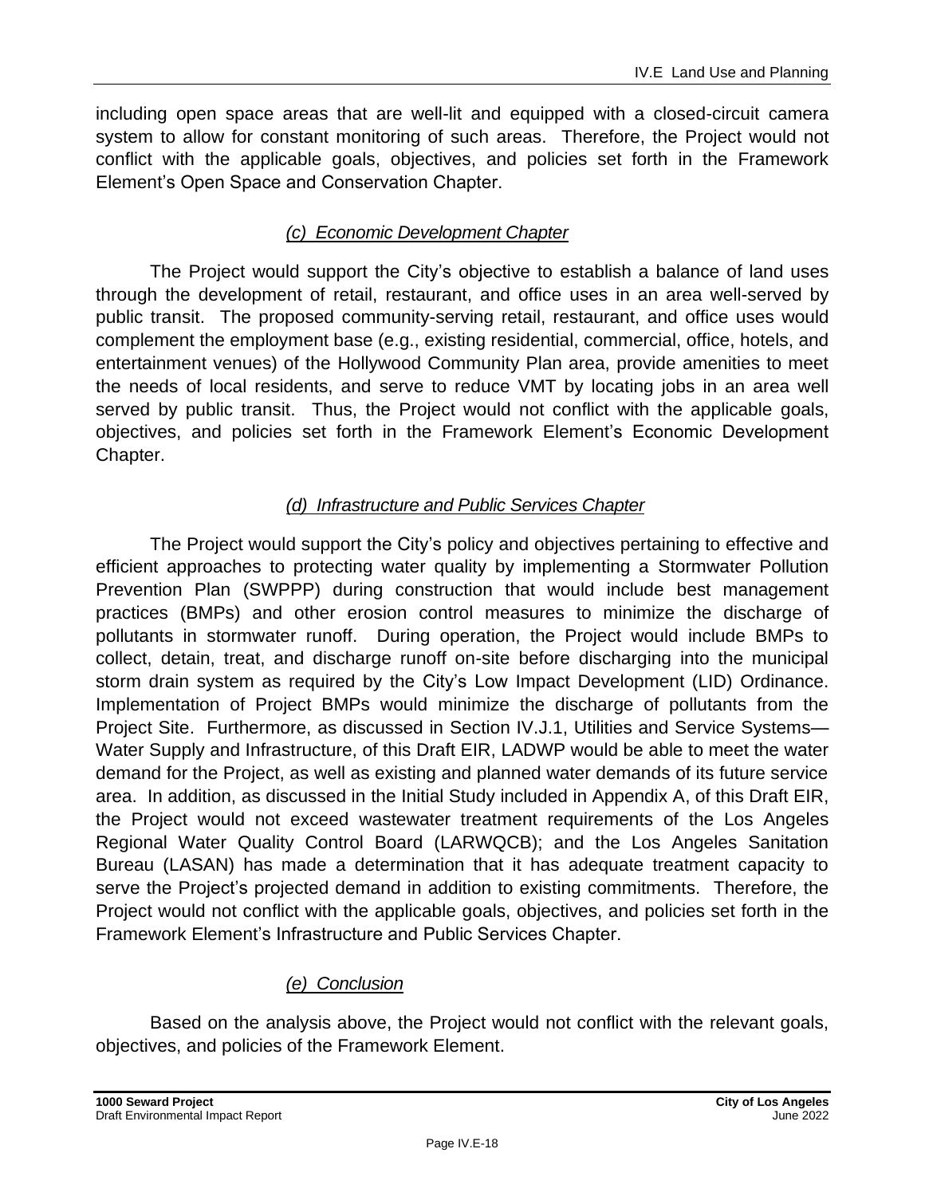including open space areas that are well-lit and equipped with a closed-circuit camera system to allow for constant monitoring of such areas. Therefore, the Project would not conflict with the applicable goals, objectives, and policies set forth in the Framework Element's Open Space and Conservation Chapter.

#### *(c) Economic Development Chapter*

The Project would support the City's objective to establish a balance of land uses through the development of retail, restaurant, and office uses in an area well-served by public transit. The proposed community-serving retail, restaurant, and office uses would complement the employment base (e.g., existing residential, commercial, office, hotels, and entertainment venues) of the Hollywood Community Plan area, provide amenities to meet the needs of local residents, and serve to reduce VMT by locating jobs in an area well served by public transit. Thus, the Project would not conflict with the applicable goals, objectives, and policies set forth in the Framework Element's Economic Development Chapter.

#### *(d) Infrastructure and Public Services Chapter*

The Project would support the City's policy and objectives pertaining to effective and efficient approaches to protecting water quality by implementing a Stormwater Pollution Prevention Plan (SWPPP) during construction that would include best management practices (BMPs) and other erosion control measures to minimize the discharge of pollutants in stormwater runoff. During operation, the Project would include BMPs to collect, detain, treat, and discharge runoff on-site before discharging into the municipal storm drain system as required by the City's Low Impact Development (LID) Ordinance. Implementation of Project BMPs would minimize the discharge of pollutants from the Project Site. Furthermore, as discussed in Section IV.J.1, Utilities and Service Systems—Water Supply and Infrastructure, of this Draft EIR, LADWP would be able to meet the water demand for the Project, as well as existing and planned water demands of its future service area. In addition, as discussed in the Initial Study included in Appendix A, of this Draft EIR, the Project would not exceed wastewater treatment requirements of the Los Angeles Regional Water Quality Control Board (LARWQCB); and the Los Angeles Sanitation Bureau (LASAN) has made a determination that it has adequate treatment capacity to serve the Project's projected demand in addition to existing commitments. Therefore, the Project would not conflict with the applicable goals, objectives, and policies set forth in the Framework Element's Infrastructure and Public Services Chapter.

#### *(e) Conclusion*

Based on the analysis above, the Project would not conflict with the relevant goals, objectives, and policies of the Framework Element.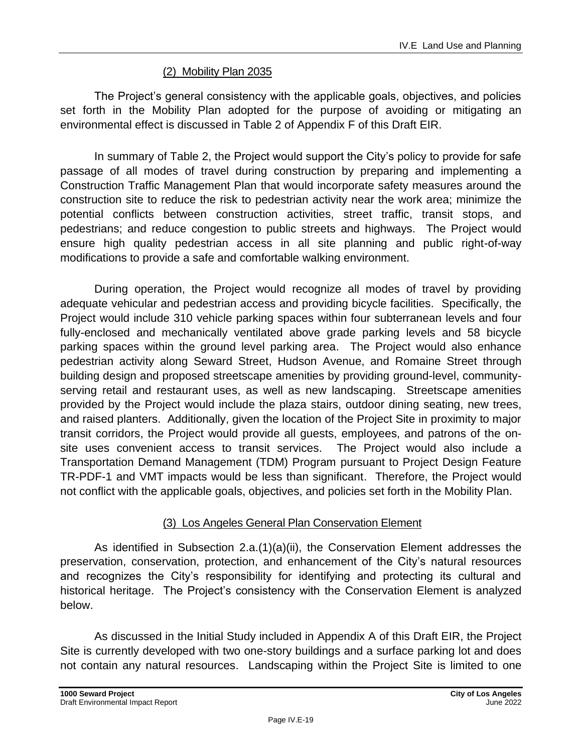#### (2) Mobility Plan 2035

The Project's general consistency with the applicable goals, objectives, and policies set forth in the Mobility Plan adopted for the purpose of avoiding or mitigating an environmental effect is discussed in Table 2 of Appendix F of this Draft EIR.

In summary of Table 2, the Project would support the City's policy to provide for safe passage of all modes of travel during construction by preparing and implementing a Construction Traffic Management Plan that would incorporate safety measures around the construction site to reduce the risk to pedestrian activity near the work area; minimize the potential conflicts between construction activities, street traffic, transit stops, and pedestrians; and reduce congestion to public streets and highways. The Project would ensure high quality pedestrian access in all site planning and public right-of-way modifications to provide a safe and comfortable walking environment.

During operation, the Project would recognize all modes of travel by providing adequate vehicular and pedestrian access and providing bicycle facilities. Specifically, the Project would include 310 vehicle parking spaces within four subterranean levels and four fully-enclosed and mechanically ventilated above grade parking levels and 58 bicycle parking spaces within the ground level parking area. The Project would also enhance pedestrian activity along Seward Street, Hudson Avenue, and Romaine Street through building design and proposed streetscape amenities by providing ground-level, community-serving retail and restaurant uses, as well as new landscaping. Streetscape amenities provided by the Project would include the plaza stairs, outdoor dining seating, new trees, and raised planters. Additionally, given the location of the Project Site in proximity to major transit corridors, the Project would provide all guests, employees, and patrons of the on-site uses convenient access to transit services. The Project would also include a Transportation Demand Management (TDM) Program pursuant to Project Design Feature TR-PDF-1 and VMT impacts would be less than significant. Therefore, the Project would not conflict with the applicable goals, objectives, and policies set forth in the Mobility Plan.

#### (3) Los Angeles General Plan Conservation Element

As identified in Subsection 2.a.(1)(a)(ii), the Conservation Element addresses the preservation, conservation, protection, and enhancement of the City's natural resources and recognizes the City's responsibility for identifying and protecting its cultural and historical heritage. The Project's consistency with the Conservation Element is analyzed below.

As discussed in the Initial Study included in Appendix A of this Draft EIR, the Project Site is currently developed with two one-story buildings and a surface parking lot and does not contain any natural resources. Landscaping within the Project Site is limited to one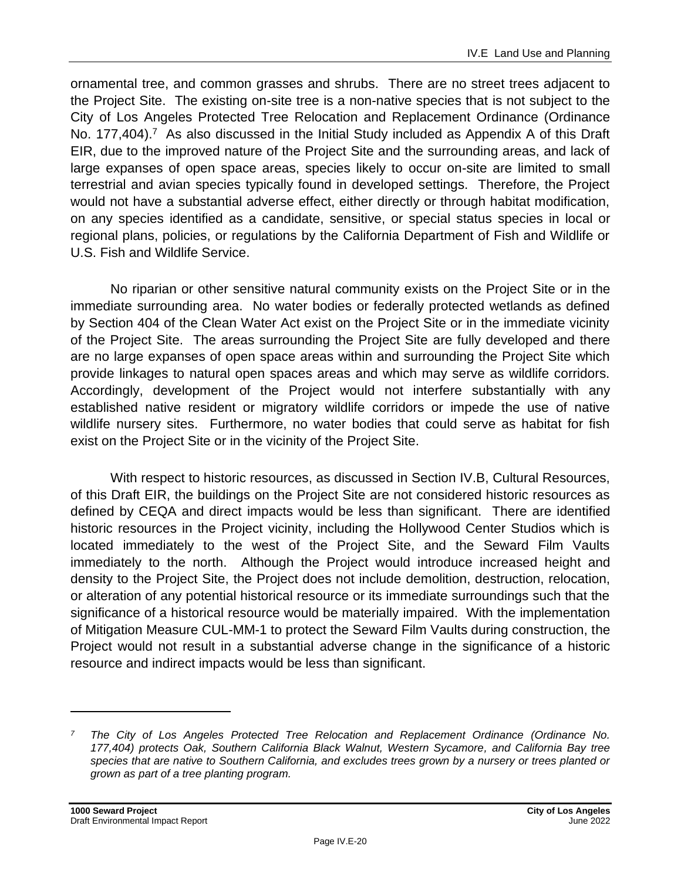ornamental tree, and common grasses and shrubs. There are no street trees adjacent to the Project Site. The existing on-site tree is a non-native species that is not subject to the City of Los Angeles Protected Tree Relocation and Replacement Ordinance (Ordinance No. 177,404).[7] As also discussed in the Initial Study included as Appendix A of this Draft EIR, due to the improved nature of the Project Site and the surrounding areas, and lack of large expanses of open space areas, species likely to occur on-site are limited to small terrestrial and avian species typically found in developed settings. Therefore, the Project would not have a substantial adverse effect, either directly or through habitat modification, on any species identified as a candidate, sensitive, or special status species in local or regional plans, policies, or regulations by the California Department of Fish and Wildlife or U.S. Fish and Wildlife Service.

No riparian or other sensitive natural community exists on the Project Site or in the immediate surrounding area. No water bodies or federally protected wetlands as defined by Section 404 of the Clean Water Act exist on the Project Site or in the immediate vicinity of the Project Site. The areas surrounding the Project Site are fully developed and there are no large expanses of open space areas within and surrounding the Project Site which provide linkages to natural open spaces areas and which may serve as wildlife corridors. Accordingly, development of the Project would not interfere substantially with any established native resident or migratory wildlife corridors or impede the use of native wildlife nursery sites. Furthermore, no water bodies that could serve as habitat for fish exist on the Project Site or in the vicinity of the Project Site.

With respect to historic resources, as discussed in Section IV.B, Cultural Resources, of this Draft EIR, the buildings on the Project Site are not considered historic resources as defined by CEQA and direct impacts would be less than significant. There are identified historic resources in the Project vicinity, including the Hollywood Center Studios which is located immediately to the west of the Project Site, and the Seward Film Vaults immediately to the north. Although the Project would introduce increased height and density to the Project Site, the Project does not include demolition, destruction, relocation, or alteration of any potential historical resource or its immediate surroundings such that the significance of a historical resource would be materially impaired. With the implementation of Mitigation Measure CUL-MM-1 to protect the Seward Film Vaults during construction, the Project would not result in a substantial adverse change in the significance of a historic resource and indirect impacts would be less than significant.

---

[7] *The City of Los Angeles Protected Tree Relocation and Replacement Ordinance (Ordinance No. 177,404) protects Oak, Southern California Black Walnut, Western Sycamore, and California Bay tree species that are native to Southern California, and excludes trees grown by a nursery or trees planted or grown as part of a tree planting program.*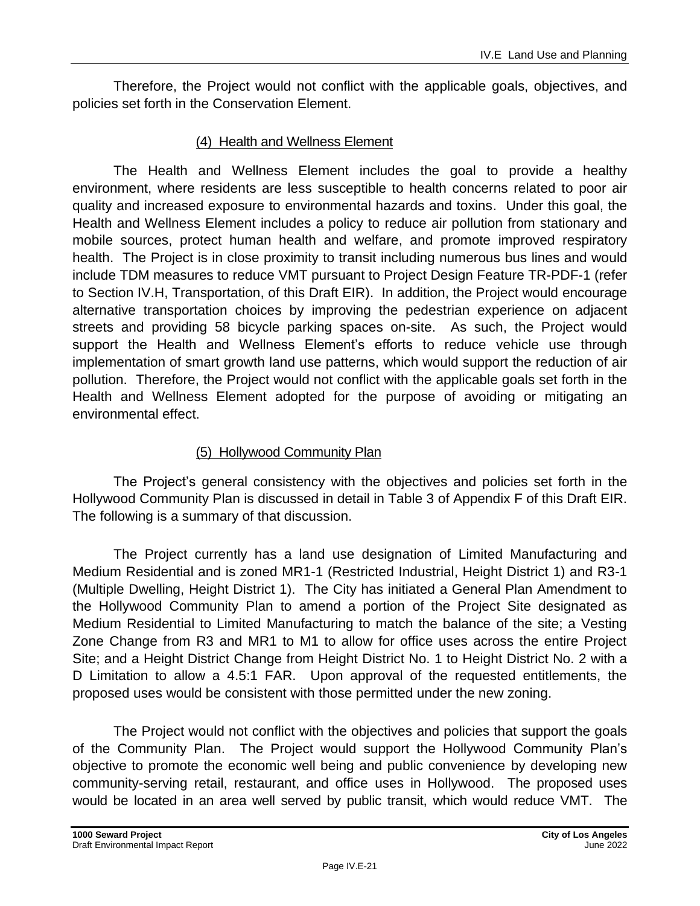Therefore, the Project would not conflict with the applicable goals, objectives, and policies set forth in the Conservation Element.

#### (4) Health and Wellness Element

The Health and Wellness Element includes the goal to provide a healthy environment, where residents are less susceptible to health concerns related to poor air quality and increased exposure to environmental hazards and toxins. Under this goal, the Health and Wellness Element includes a policy to reduce air pollution from stationary and mobile sources, protect human health and welfare, and promote improved respiratory health. The Project is in close proximity to transit including numerous bus lines and would include TDM measures to reduce VMT pursuant to Project Design Feature TR-PDF-1 (refer to Section IV.H, Transportation, of this Draft EIR). In addition, the Project would encourage alternative transportation choices by improving the pedestrian experience on adjacent streets and providing 58 bicycle parking spaces on-site. As such, the Project would support the Health and Wellness Element's efforts to reduce vehicle use through implementation of smart growth land use patterns, which would support the reduction of air pollution. Therefore, the Project would not conflict with the applicable goals set forth in the Health and Wellness Element adopted for the purpose of avoiding or mitigating an environmental effect.

#### (5) Hollywood Community Plan

The Project's general consistency with the objectives and policies set forth in the Hollywood Community Plan is discussed in detail in Table 3 of Appendix F of this Draft EIR. The following is a summary of that discussion.

The Project currently has a land use designation of Limited Manufacturing and Medium Residential and is zoned MR1-1 (Restricted Industrial, Height District 1) and R3-1 (Multiple Dwelling, Height District 1). The City has initiated a General Plan Amendment to the Hollywood Community Plan to amend a portion of the Project Site designated as Medium Residential to Limited Manufacturing to match the balance of the site; a Vesting Zone Change from R3 and MR1 to M1 to allow for office uses across the entire Project Site; and a Height District Change from Height District No. 1 to Height District No. 2 with a D Limitation to allow a 4.5:1 FAR. Upon approval of the requested entitlements, the proposed uses would be consistent with those permitted under the new zoning.

The Project would not conflict with the objectives and policies that support the goals of the Community Plan. The Project would support the Hollywood Community Plan's objective to promote the economic well being and public convenience by developing new community-serving retail, restaurant, and office uses in Hollywood. The proposed uses would be located in an area well served by public transit, which would reduce VMT. The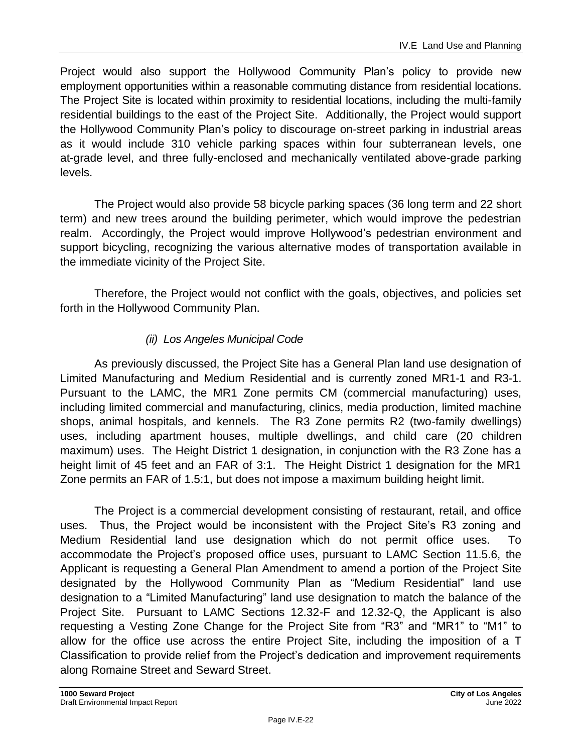Project would also support the Hollywood Community Plan's policy to provide new employment opportunities within a reasonable commuting distance from residential locations. The Project Site is located within proximity to residential locations, including the multi-family residential buildings to the east of the Project Site. Additionally, the Project would support the Hollywood Community Plan's policy to discourage on-street parking in industrial areas as it would include 310 vehicle parking spaces within four subterranean levels, one at-grade level, and three fully-enclosed and mechanically ventilated above-grade parking levels.

The Project would also provide 58 bicycle parking spaces (36 long term and 22 short term) and new trees around the building perimeter, which would improve the pedestrian realm. Accordingly, the Project would improve Hollywood's pedestrian environment and support bicycling, recognizing the various alternative modes of transportation available in the immediate vicinity of the Project Site.

Therefore, the Project would not conflict with the goals, objectives, and policies set forth in the Hollywood Community Plan.

*(ii) Los Angeles Municipal Code*

As previously discussed, the Project Site has a General Plan land use designation of Limited Manufacturing and Medium Residential and is currently zoned MR1-1 and R3-1. Pursuant to the LAMC, the MR1 Zone permits CM (commercial manufacturing) uses, including limited commercial and manufacturing, clinics, media production, limited machine shops, animal hospitals, and kennels. The R3 Zone permits R2 (two-family dwellings) uses, including apartment houses, multiple dwellings, and child care (20 children maximum) uses. The Height District 1 designation, in conjunction with the R3 Zone has a height limit of 45 feet and an FAR of 3:1. The Height District 1 designation for the MR1 Zone permits an FAR of 1.5:1, but does not impose a maximum building height limit.

The Project is a commercial development consisting of restaurant, retail, and office uses. Thus, the Project would be inconsistent with the Project Site's R3 zoning and Medium Residential land use designation which do not permit office uses. To accommodate the Project's proposed office uses, pursuant to LAMC Section 11.5.6, the Applicant is requesting a General Plan Amendment to amend a portion of the Project Site designated by the Hollywood Community Plan as "Medium Residential" land use designation to a "Limited Manufacturing" land use designation to match the balance of the Project Site. Pursuant to LAMC Sections 12.32-F and 12.32-Q, the Applicant is also requesting a Vesting Zone Change for the Project Site from "R3" and "MR1" to "M1" to allow for the office use across the entire Project Site, including the imposition of a T Classification to provide relief from the Project's dedication and improvement requirements along Romaine Street and Seward Street.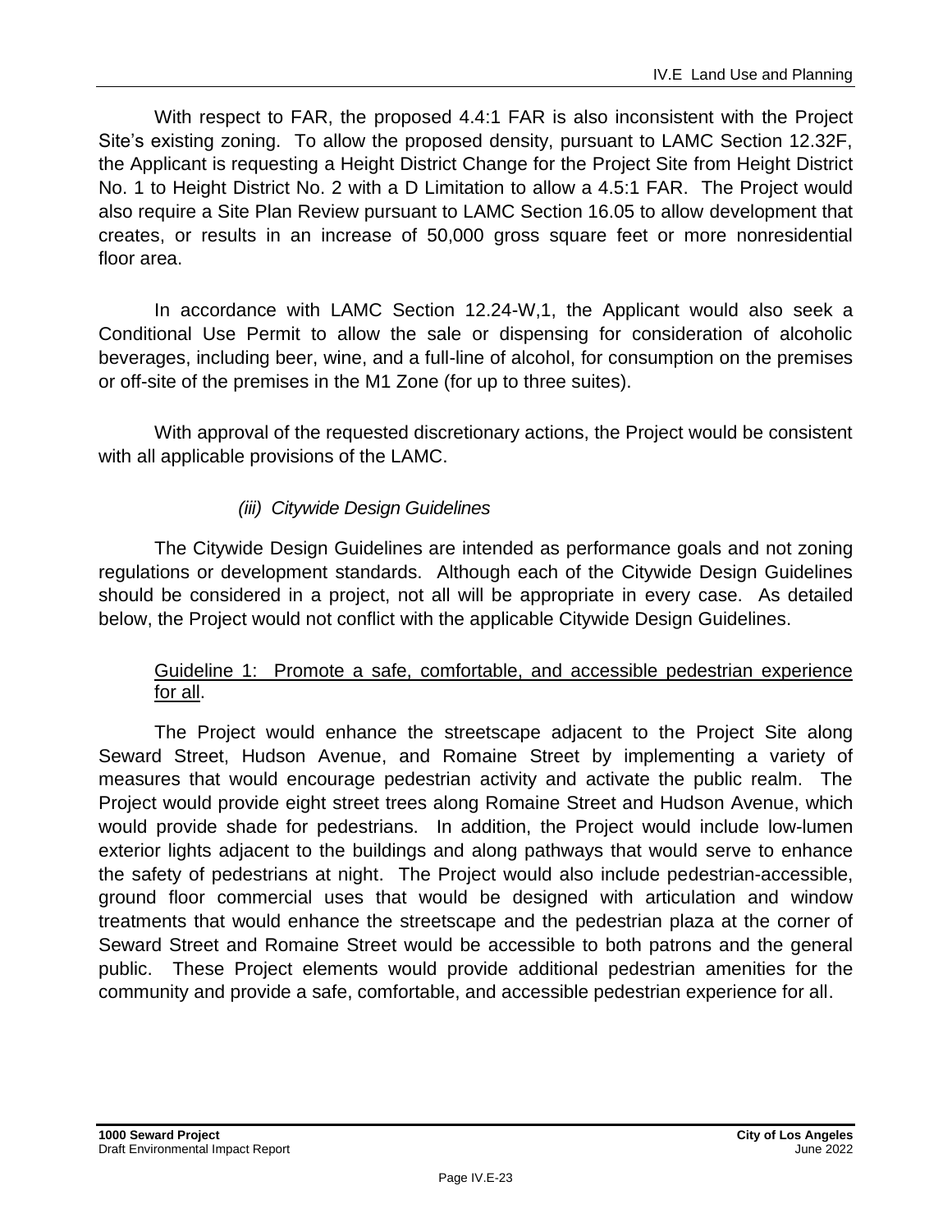With respect to FAR, the proposed 4.4:1 FAR is also inconsistent with the Project Site's existing zoning. To allow the proposed density, pursuant to LAMC Section 12.32F, the Applicant is requesting a Height District Change for the Project Site from Height District No. 1 to Height District No. 2 with a D Limitation to allow a 4.5:1 FAR. The Project would also require a Site Plan Review pursuant to LAMC Section 16.05 to allow development that creates, or results in an increase of 50,000 gross square feet or more nonresidential floor area.

In accordance with LAMC Section 12.24-W,1, the Applicant would also seek a Conditional Use Permit to allow the sale or dispensing for consideration of alcoholic beverages, including beer, wine, and a full-line of alcohol, for consumption on the premises or off-site of the premises in the M1 Zone (for up to three suites).

With approval of the requested discretionary actions, the Project would be consistent with all applicable provisions of the LAMC.

*(iii) Citywide Design Guidelines*

The Citywide Design Guidelines are intended as performance goals and not zoning regulations or development standards. Although each of the Citywide Design Guidelines should be considered in a project, not all will be appropriate in every case. As detailed below, the Project would not conflict with the applicable Citywide Design Guidelines.

<u>Guideline 1: Promote a safe, comfortable, and accessible pedestrian experience for all</u>.

The Project would enhance the streetscape adjacent to the Project Site along Seward Street, Hudson Avenue, and Romaine Street by implementing a variety of measures that would encourage pedestrian activity and activate the public realm. The Project would provide eight street trees along Romaine Street and Hudson Avenue, which would provide shade for pedestrians. In addition, the Project would include low-lumen exterior lights adjacent to the buildings and along pathways that would serve to enhance the safety of pedestrians at night. The Project would also include pedestrian-accessible, ground floor commercial uses that would be designed with articulation and window treatments that would enhance the streetscape and the pedestrian plaza at the corner of Seward Street and Romaine Street would be accessible to both patrons and the general public. These Project elements would provide additional pedestrian amenities for the community and provide a safe, comfortable, and accessible pedestrian experience for all.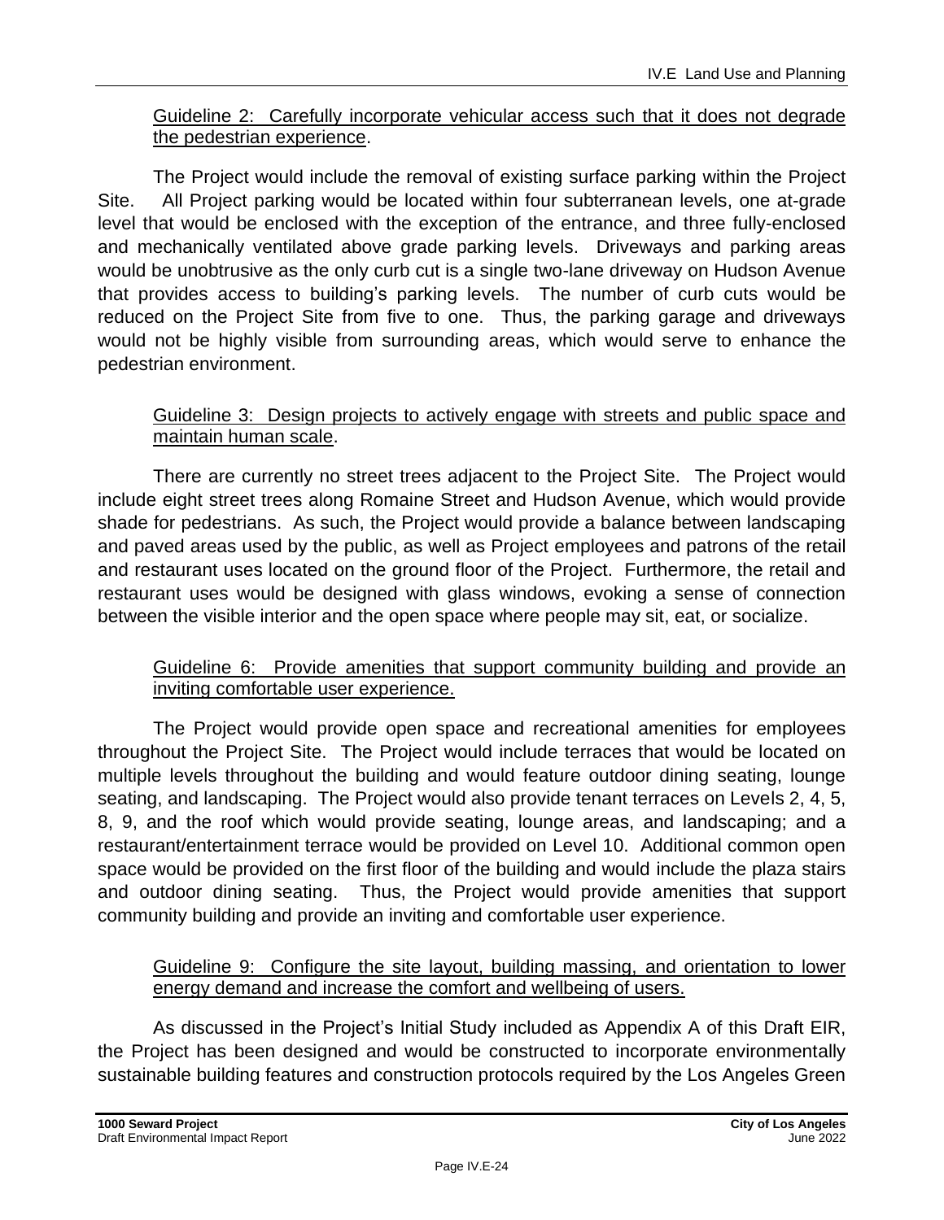<u>Guideline 2: Carefully incorporate vehicular access such that it does not degrade the pedestrian experience</u>.

The Project would include the removal of existing surface parking within the Project Site. All Project parking would be located within four subterranean levels, one at-grade level that would be enclosed with the exception of the entrance, and three fully-enclosed and mechanically ventilated above grade parking levels. Driveways and parking areas would be unobtrusive as the only curb cut is a single two-lane driveway on Hudson Avenue that provides access to building's parking levels. The number of curb cuts would be reduced on the Project Site from five to one. Thus, the parking garage and driveways would not be highly visible from surrounding areas, which would serve to enhance the pedestrian environment.

<u>Guideline 3: Design projects to actively engage with streets and public space and maintain human scale</u>.

There are currently no street trees adjacent to the Project Site. The Project would include eight street trees along Romaine Street and Hudson Avenue, which would provide shade for pedestrians. As such, the Project would provide a balance between landscaping and paved areas used by the public, as well as Project employees and patrons of the retail and restaurant uses located on the ground floor of the Project. Furthermore, the retail and restaurant uses would be designed with glass windows, evoking a sense of connection between the visible interior and the open space where people may sit, eat, or socialize.

<u>Guideline 6: Provide amenities that support community building and provide an inviting comfortable user experience.</u>

The Project would provide open space and recreational amenities for employees throughout the Project Site. The Project would include terraces that would be located on multiple levels throughout the building and would feature outdoor dining seating, lounge seating, and landscaping. The Project would also provide tenant terraces on Levels 2, 4, 5, 8, 9, and the roof which would provide seating, lounge areas, and landscaping; and a restaurant/entertainment terrace would be provided on Level 10. Additional common open space would be provided on the first floor of the building and would include the plaza stairs and outdoor dining seating. Thus, the Project would provide amenities that support community building and provide an inviting and comfortable user experience.

<u>Guideline 9: Configure the site layout, building massing, and orientation to lower energy demand and increase the comfort and wellbeing of users.</u>

As discussed in the Project's Initial Study included as Appendix A of this Draft EIR, the Project has been designed and would be constructed to incorporate environmentally sustainable building features and construction protocols required by the Los Angeles Green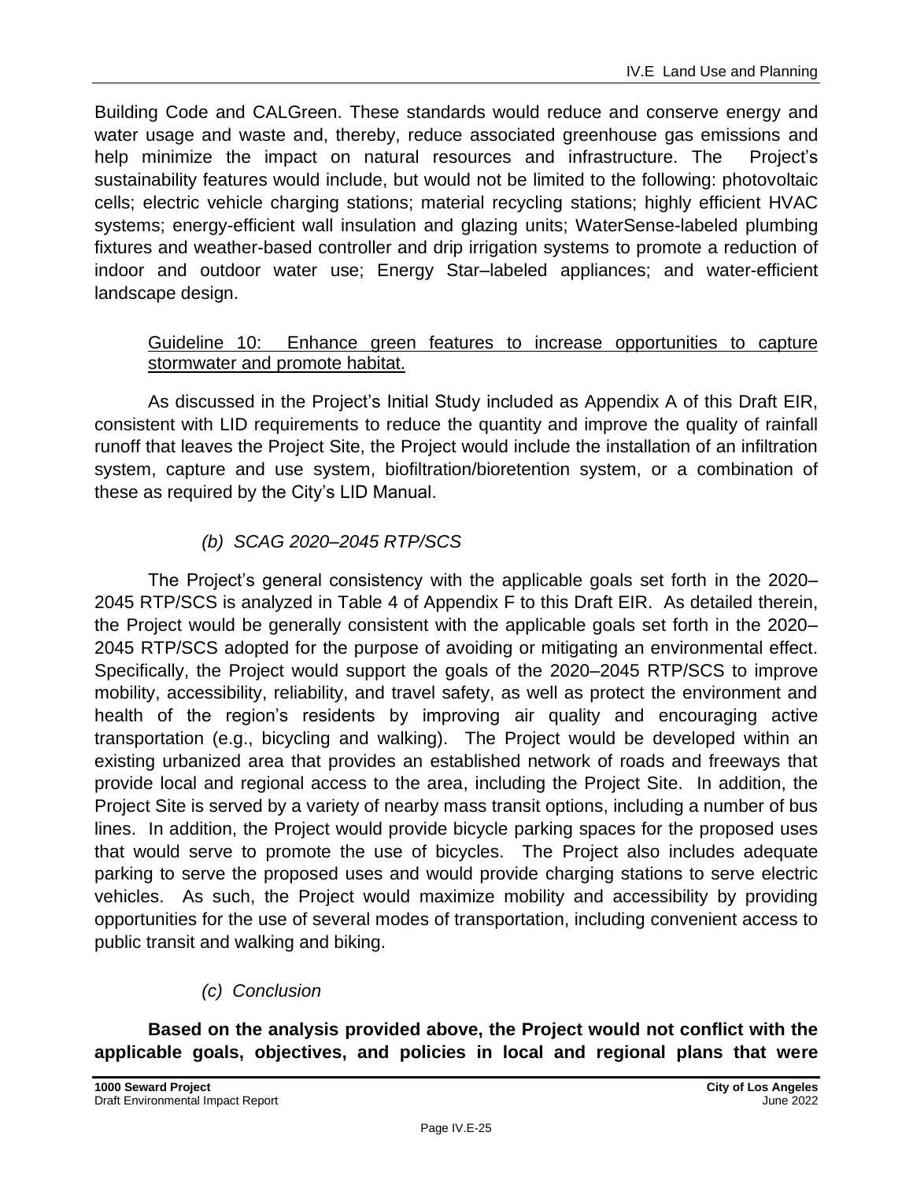Building Code and CALGreen. These standards would reduce and conserve energy and water usage and waste and, thereby, reduce associated greenhouse gas emissions and help minimize the impact on natural resources and infrastructure. The Project's sustainability features would include, but would not be limited to the following: photovoltaic cells; electric vehicle charging stations; material recycling stations; highly efficient HVAC systems; energy-efficient wall insulation and glazing units; WaterSense-labeled plumbing fixtures and weather-based controller and drip irrigation systems to promote a reduction of indoor and outdoor water use; Energy Star–labeled appliances; and water-efficient landscape design.

<u>Guideline 10: Enhance green features to increase opportunities to capture stormwater and promote habitat.</u>

As discussed in the Project's Initial Study included as Appendix A of this Draft EIR, consistent with LID requirements to reduce the quantity and improve the quality of rainfall runoff that leaves the Project Site, the Project would include the installation of an infiltration system, capture and use system, biofiltration/bioretention system, or a combination of these as required by the City's LID Manual.

*(b) SCAG 2020–2045 RTP/SCS*

The Project's general consistency with the applicable goals set forth in the 2020–2045 RTP/SCS is analyzed in Table 4 of Appendix F to this Draft EIR. As detailed therein, the Project would be generally consistent with the applicable goals set forth in the 2020–2045 RTP/SCS adopted for the purpose of avoiding or mitigating an environmental effect. Specifically, the Project would support the goals of the 2020–2045 RTP/SCS to improve mobility, accessibility, reliability, and travel safety, as well as protect the environment and health of the region's residents by improving air quality and encouraging active transportation (e.g., bicycling and walking). The Project would be developed within an existing urbanized area that provides an established network of roads and freeways that provide local and regional access to the area, including the Project Site. In addition, the Project Site is served by a variety of nearby mass transit options, including a number of bus lines. In addition, the Project would provide bicycle parking spaces for the proposed uses that would serve to promote the use of bicycles. The Project also includes adequate parking to serve the proposed uses and would provide charging stations to serve electric vehicles. As such, the Project would maximize mobility and accessibility by providing opportunities for the use of several modes of transportation, including convenient access to public transit and walking and biking.

*(c) Conclusion*

**Based on the analysis provided above, the Project would not conflict with the applicable goals, objectives, and policies in local and regional plans that were**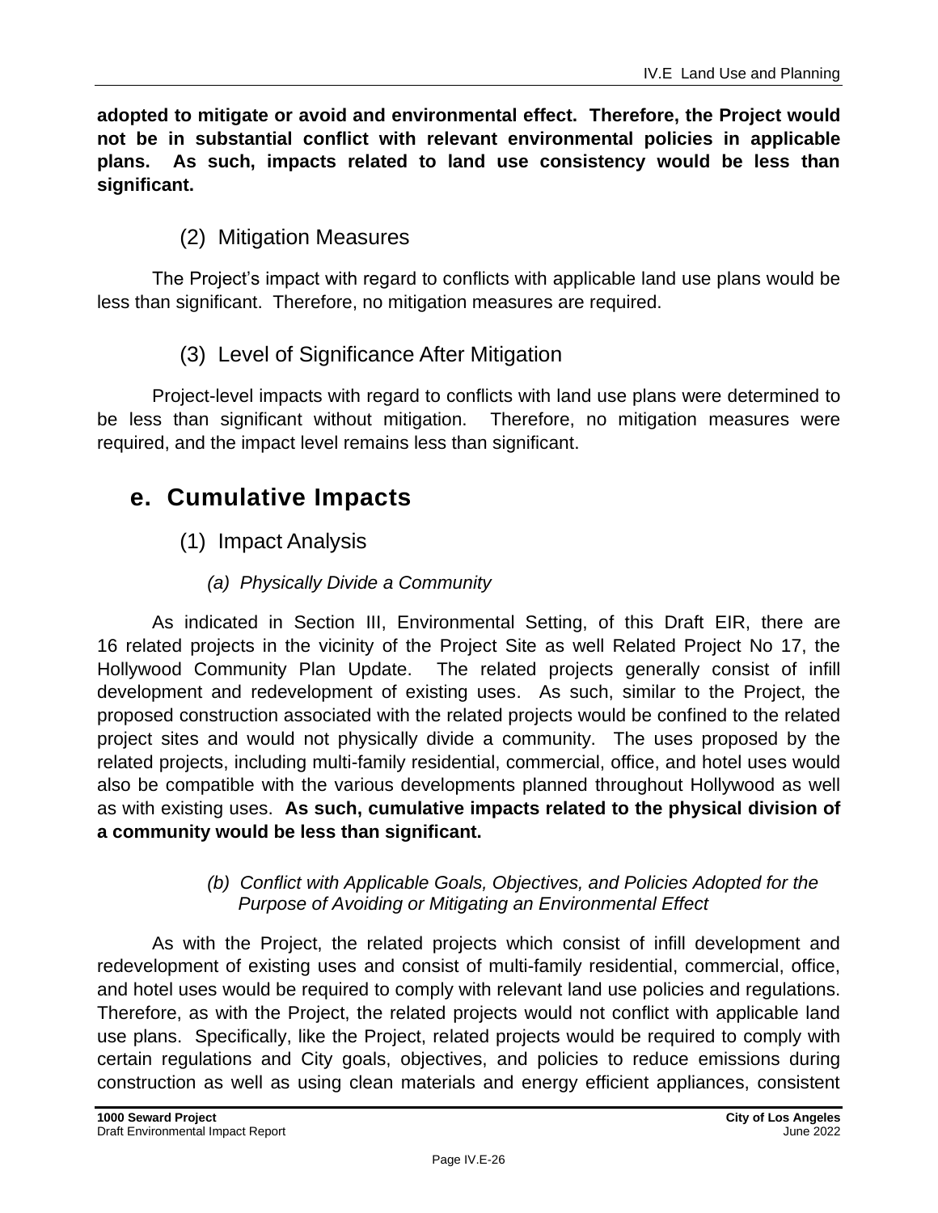**adopted to mitigate or avoid and environmental effect. Therefore, the Project would not be in substantial conflict with relevant environmental policies in applicable plans. As such, impacts related to land use consistency would be less than significant.**

### (2) Mitigation Measures

The Project's impact with regard to conflicts with applicable land use plans would be less than significant. Therefore, no mitigation measures are required.

### (3) Level of Significance After Mitigation

Project-level impacts with regard to conflicts with land use plans were determined to be less than significant without mitigation. Therefore, no mitigation measures were required, and the impact level remains less than significant.

## e. Cumulative Impacts

### (1) Impact Analysis

#### *(a) Physically Divide a Community*

As indicated in Section III, Environmental Setting, of this Draft EIR, there are 16 related projects in the vicinity of the Project Site as well Related Project No 17, the Hollywood Community Plan Update. The related projects generally consist of infill development and redevelopment of existing uses. As such, similar to the Project, the proposed construction associated with the related projects would be confined to the related project sites and would not physically divide a community. The uses proposed by the related projects, including multi-family residential, commercial, office, and hotel uses would also be compatible with the various developments planned throughout Hollywood as well as with existing uses. **As such, cumulative impacts related to the physical division of a community would be less than significant.**

#### *(b) Conflict with Applicable Goals, Objectives, and Policies Adopted for the Purpose of Avoiding or Mitigating an Environmental Effect*

As with the Project, the related projects which consist of infill development and redevelopment of existing uses and consist of multi-family residential, commercial, office, and hotel uses would be required to comply with relevant land use policies and regulations. Therefore, as with the Project, the related projects would not conflict with applicable land use plans. Specifically, like the Project, related projects would be required to comply with certain regulations and City goals, objectives, and policies to reduce emissions during construction as well as using clean materials and energy efficient appliances, consistent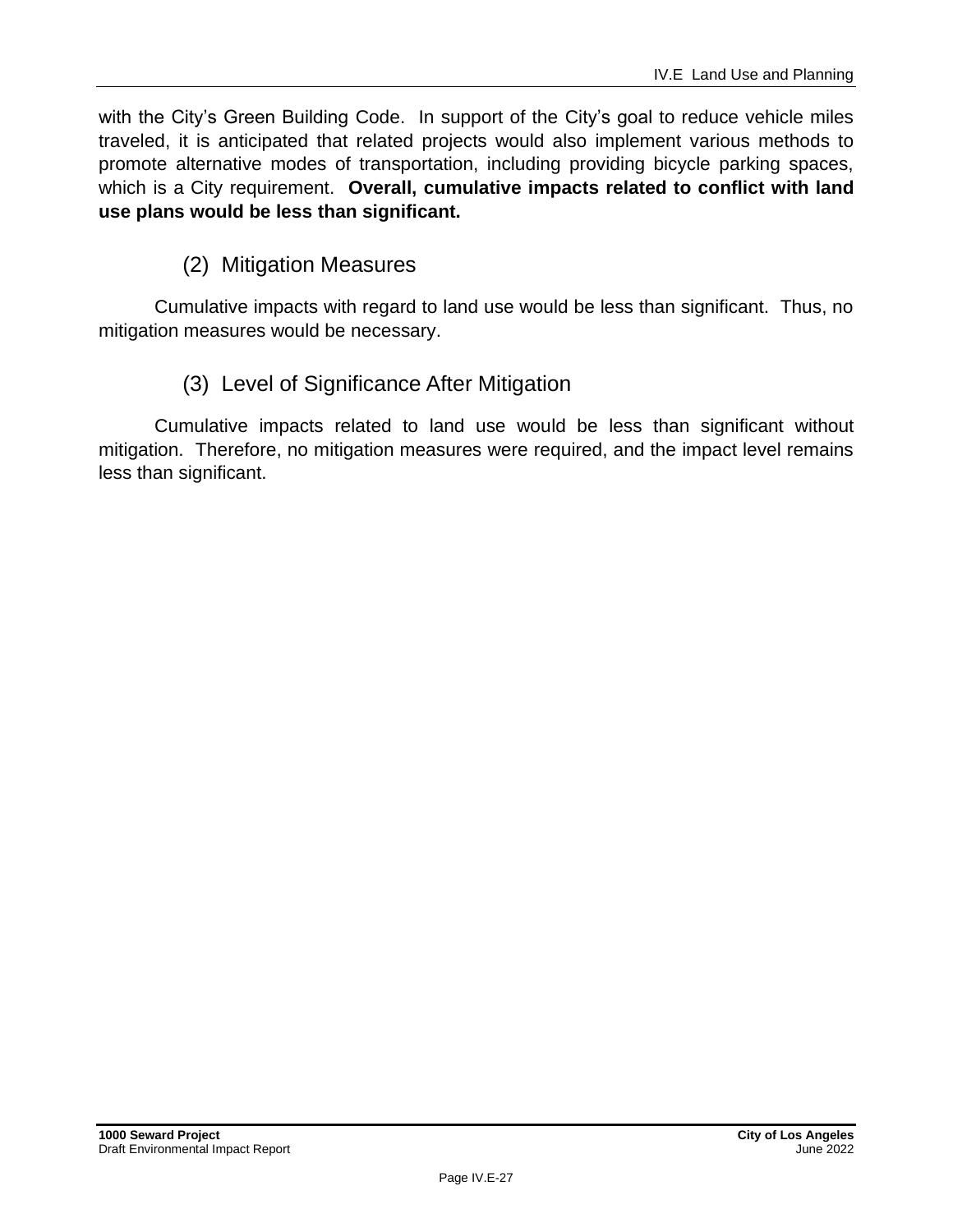with the City's Green Building Code. In support of the City's goal to reduce vehicle miles traveled, it is anticipated that related projects would also implement various methods to promote alternative modes of transportation, including providing bicycle parking spaces, which is a City requirement. **Overall, cumulative impacts related to conflict with land use plans would be less than significant.**

#### (2) Mitigation Measures

Cumulative impacts with regard to land use would be less than significant. Thus, no mitigation measures would be necessary.

#### (3) Level of Significance After Mitigation

Cumulative impacts related to land use would be less than significant without mitigation. Therefore, no mitigation measures were required, and the impact level remains less than significant.